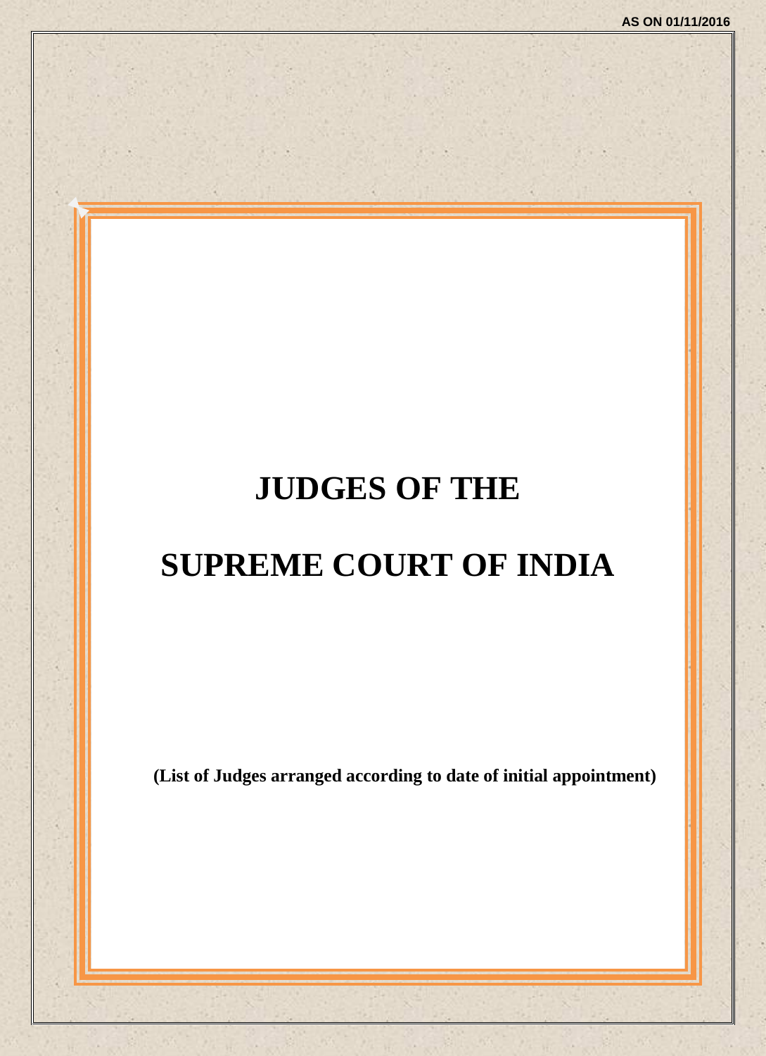AS ON 01/11/2016

# JUDGES OF THE

# SUPREME COURT OF INDIA

**(List of Judges arranged according to date of initial appointment)**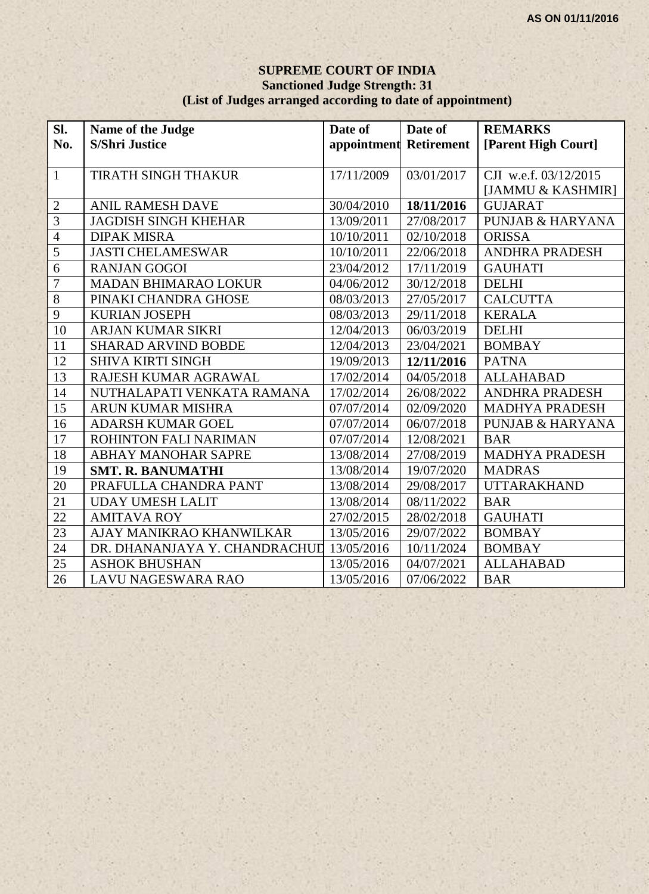AS ON 01/11/2016

# SUPREME COURT OF INDIA

**Sanctioned Judge Strength: 31**

**(List of Judges arranged according to date of appointment)**

| Sl. No. | Name of the Judge S/Shri Justice | Date of appointment | Date of Retirement | REMARKS [Parent High Court] |
|---|---|---|---|---|
| 1 | TIRATH SINGH THAKUR | 17/11/2009 | 03/01/2017 | CJI w.e.f. 03/12/2015 [JAMMU & KASHMIR] |
| 2 | ANIL RAMESH DAVE | 30/04/2010 | **18/11/2016** | GUJARAT |
| 3 | JAGDISH SINGH KHEHAR | 13/09/2011 | 27/08/2017 | PUNJAB & HARYANA |
| 4 | DIPAK MISRA | 10/10/2011 | 02/10/2018 | ORISSA |
| 5 | JASTI CHELAMESWAR | 10/10/2011 | 22/06/2018 | ANDHRA PRADESH |
| 6 | RANJAN GOGOI | 23/04/2012 | 17/11/2019 | GAUHATI |
| 7 | MADAN BHIMARAO LOKUR | 04/06/2012 | 30/12/2018 | DELHI |
| 8 | PINAKI CHANDRA GHOSE | 08/03/2013 | 27/05/2017 | CALCUTTA |
| 9 | KURIAN JOSEPH | 08/03/2013 | 29/11/2018 | KERALA |
| 10 | ARJAN KUMAR SIKRI | 12/04/2013 | 06/03/2019 | DELHI |
| 11 | SHARAD ARVIND BOBDE | 12/04/2013 | 23/04/2021 | BOMBAY |
| 12 | SHIVA KIRTI SINGH | 19/09/2013 | **12/11/2016** | PATNA |
| 13 | RAJESH KUMAR AGRAWAL | 17/02/2014 | 04/05/2018 | ALLAHABAD |
| 14 | NUTHALAPATI VENKATA RAMANA | 17/02/2014 | 26/08/2022 | ANDHRA PRADESH |
| 15 | ARUN KUMAR MISHRA | 07/07/2014 | 02/09/2020 | MADHYA PRADESH |
| 16 | ADARSH KUMAR GOEL | 07/07/2014 | 06/07/2018 | PUNJAB & HARYANA |
| 17 | ROHINTON FALI NARIMAN | 07/07/2014 | 12/08/2021 | BAR |
| 18 | ABHAY MANOHAR SAPRE | 13/08/2014 | 27/08/2019 | MADHYA PRADESH |
| 19 | **SMT. R. BANUMATHI** | 13/08/2014 | 19/07/2020 | MADRAS |
| 20 | PRAFULLA CHANDRA PANT | 13/08/2014 | 29/08/2017 | UTTARAKHAND |
| 21 | UDAY UMESH LALIT | 13/08/2014 | 08/11/2022 | BAR |
| 22 | AMITAVA ROY | 27/02/2015 | 28/02/2018 | GAUHATI |
| 23 | AJAY MANIKRAO KHANWILKAR | 13/05/2016 | 29/07/2022 | BOMBAY |
| 24 | DR. DHANANJAYA Y. CHANDRACHUD | 13/05/2016 | 10/11/2024 | BOMBAY |
| 25 | ASHOK BHUSHAN | 13/05/2016 | 04/07/2021 | ALLAHABAD |
| 26 | LAVU NAGESWARA RAO | 13/05/2016 | 07/06/2022 | BAR |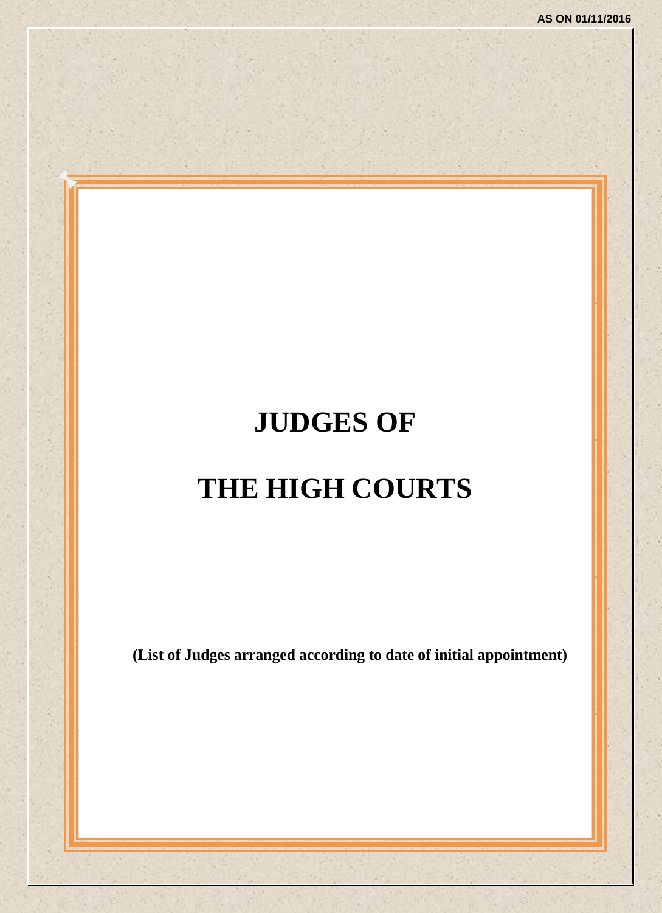AS ON 01/11/2016

# JUDGES OF

# THE HIGH COURTS

**(List of Judges arranged according to date of initial appointment)**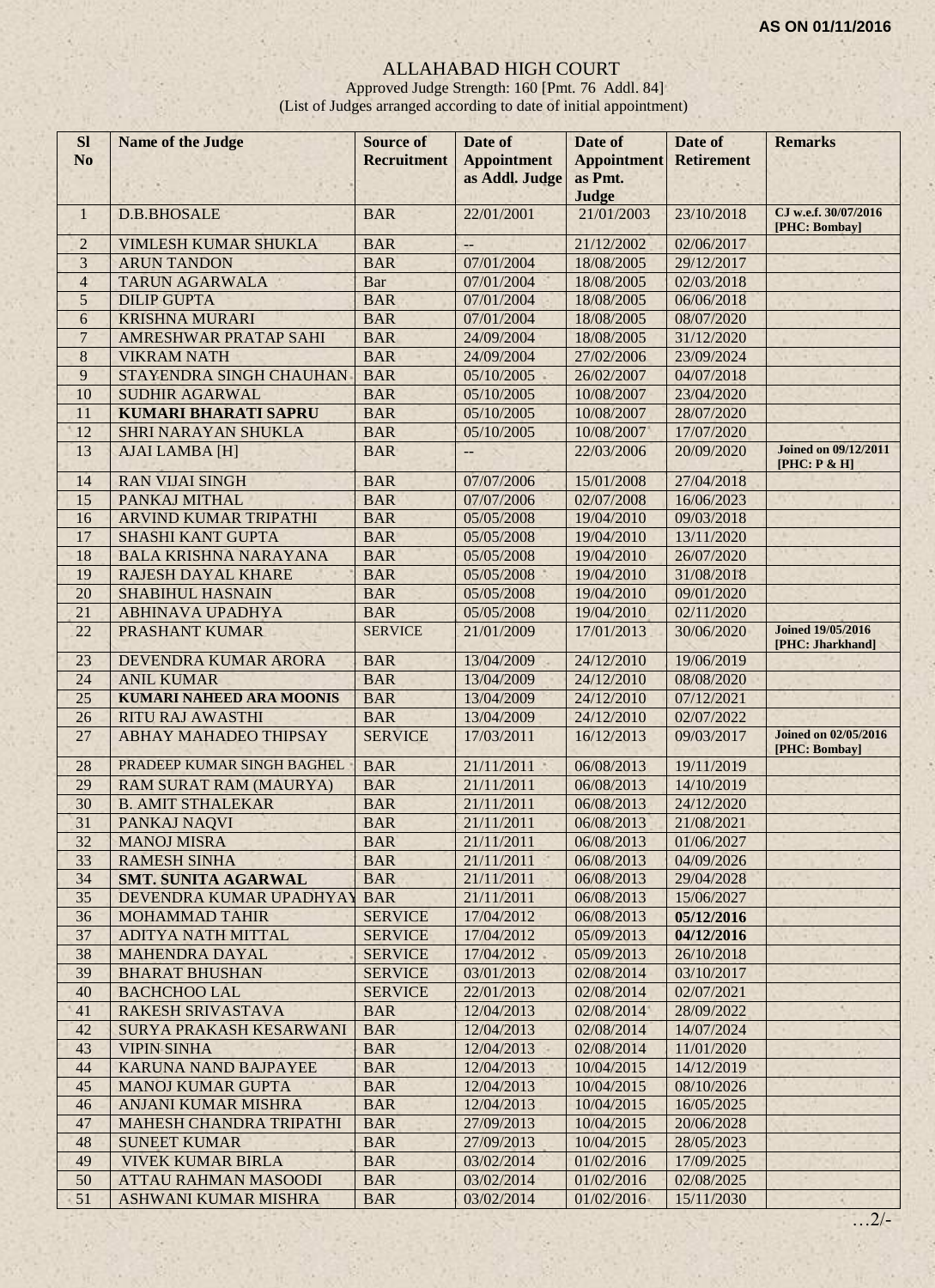**AS ON 01/11/2016**

# ALLAHABAD HIGH COURT

Approved Judge Strength: 160 [Pmt. 76 Addl. 84]

(List of Judges arranged according to date of initial appointment)

| Sl No | Name of the Judge | Source of Recruitment | Date of Appointment as Addl. Judge | Date of Appointment as Pmt. Judge | Date of Retirement | Remarks |
|---|---|---|---|---|---|---|
| 1 | D.B.BHOSALE | BAR | 22/01/2001 | 21/01/2003 | 23/10/2018 | CJ w.e.f. 30/07/2016 [PHC: Bombay] |
| 2 | VIMLESH KUMAR SHUKLA | BAR | -- | 21/12/2002 | 02/06/2017 | |
| 3 | ARUN TANDON | BAR | 07/01/2004 | 18/08/2005 | 29/12/2017 | |
| 4 | TARUN AGARWALA | Bar | 07/01/2004 | 18/08/2005 | 02/03/2018 | |
| 5 | DILIP GUPTA | BAR | 07/01/2004 | 18/08/2005 | 06/06/2018 | |
| 6 | KRISHNA MURARI | BAR | 07/01/2004 | 18/08/2005 | 08/07/2020 | |
| 7 | AMRESHWAR PRATAP SAHI | BAR | 24/09/2004 | 18/08/2005 | 31/12/2020 | |
| 8 | VIKRAM NATH | BAR | 24/09/2004 | 27/02/2006 | 23/09/2024 | |
| 9 | STAYENDRA SINGH CHAUHAN | BAR | 05/10/2005 | 26/02/2007 | 04/07/2018 | |
| 10 | SUDHIR AGARWAL | BAR | 05/10/2005 | 10/08/2007 | 23/04/2020 | |
| 11 | **KUMARI BHARATI SAPRU** | BAR | 05/10/2005 | 10/08/2007 | 28/07/2020 | |
| 12 | SHRI NARAYAN SHUKLA | BAR | 05/10/2005 | 10/08/2007 | 17/07/2020 | |
| 13 | AJAI LAMBA [H] | BAR | -- | 22/03/2006 | 20/09/2020 | Joined on 09/12/2011 [PHC: P & H] |
| 14 | RAN VIJAI SINGH | BAR | 07/07/2006 | 15/01/2008 | 27/04/2018 | |
| 15 | PANKAJ MITHAL | BAR | 07/07/2006 | 02/07/2008 | 16/06/2023 | |
| 16 | ARVIND KUMAR TRIPATHI | BAR | 05/05/2008 | 19/04/2010 | 09/03/2018 | |
| 17 | SHASHI KANT GUPTA | BAR | 05/05/2008 | 19/04/2010 | 13/11/2020 | |
| 18 | BALA KRISHNA NARAYANA | BAR | 05/05/2008 | 19/04/2010 | 26/07/2020 | |
| 19 | RAJESH DAYAL KHARE | BAR | 05/05/2008 | 19/04/2010 | 31/08/2018 | |
| 20 | SHABIHUL HASNAIN | BAR | 05/05/2008 | 19/04/2010 | 09/01/2020 | |
| 21 | ABHINAVA UPADHYA | BAR | 05/05/2008 | 19/04/2010 | 02/11/2020 | |
| 22 | PRASHANT KUMAR | SERVICE | 21/01/2009 | 17/01/2013 | 30/06/2020 | Joined 19/05/2016 [PHC: Jharkhand] |
| 23 | DEVENDRA KUMAR ARORA | BAR | 13/04/2009 | 24/12/2010 | 19/06/2019 | |
| 24 | ANIL KUMAR | BAR | 13/04/2009 | 24/12/2010 | 08/08/2020 | |
| 25 | **KUMARI NAHEED ARA MOONIS** | BAR | 13/04/2009 | 24/12/2010 | 07/12/2021 | |
| 26 | RITU RAJ AWASTHI | BAR | 13/04/2009 | 24/12/2010 | 02/07/2022 | |
| 27 | ABHAY MAHADEO THIPSAY | SERVICE | 17/03/2011 | 16/12/2013 | 09/03/2017 | Joined on 02/05/2016 [PHC: Bombay] |
| 28 | PRADEEP KUMAR SINGH BAGHEL | BAR | 21/11/2011 | 06/08/2013 | 19/11/2019 | |
| 29 | RAM SURAT RAM (MAURYA) | BAR | 21/11/2011 | 06/08/2013 | 14/10/2019 | |
| 30 | B. AMIT STHALEKAR | BAR | 21/11/2011 | 06/08/2013 | 24/12/2020 | |
| 31 | PANKAJ NAQVI | BAR | 21/11/2011 | 06/08/2013 | 21/08/2021 | |
| 32 | MANOJ MISRA | BAR | 21/11/2011 | 06/08/2013 | 01/06/2027 | |
| 33 | RAMESH SINHA | BAR | 21/11/2011 | 06/08/2013 | 04/09/2026 | |
| 34 | **SMT. SUNITA AGARWAL** | BAR | 21/11/2011 | 06/08/2013 | 29/04/2028 | |
| 35 | DEVENDRA KUMAR UPADHYAY | BAR | 21/11/2011 | 06/08/2013 | 15/06/2027 | |
| 36 | MOHAMMAD TAHIR | SERVICE | 17/04/2012 | 06/08/2013 | **05/12/2016** | |
| 37 | ADITYA NATH MITTAL | SERVICE | 17/04/2012 | 05/09/2013 | **04/12/2016** | |
| 38 | MAHENDRA DAYAL | SERVICE | 17/04/2012 | 05/09/2013 | 26/10/2018 | |
| 39 | BHARAT BHUSHAN | SERVICE | 03/01/2013 | 02/08/2014 | 03/10/2017 | |
| 40 | BACHCHOO LAL | SERVICE | 22/01/2013 | 02/08/2014 | 02/07/2021 | |
| 41 | RAKESH SRIVASTAVA | BAR | 12/04/2013 | 02/08/2014 | 28/09/2022 | |
| 42 | SURYA PRAKASH KESARWANI | BAR | 12/04/2013 | 02/08/2014 | 14/07/2024 | |
| 43 | VIPIN SINHA | BAR | 12/04/2013 | 02/08/2014 | 11/01/2020 | |
| 44 | KARUNA NAND BAJPAYEE | BAR | 12/04/2013 | 10/04/2015 | 14/12/2019 | |
| 45 | MANOJ KUMAR GUPTA | BAR | 12/04/2013 | 10/04/2015 | 08/10/2026 | |
| 46 | ANJANI KUMAR MISHRA | BAR | 12/04/2013 | 10/04/2015 | 16/05/2025 | |
| 47 | MAHESH CHANDRA TRIPATHI | BAR | 27/09/2013 | 10/04/2015 | 20/06/2028 | |
| 48 | SUNEET KUMAR | BAR | 27/09/2013 | 10/04/2015 | 28/05/2023 | |
| 49 | VIVEK KUMAR BIRLA | BAR | 03/02/2014 | 01/02/2016 | 17/09/2025 | |
| 50 | ATTAU RAHMAN MASOODI | BAR | 03/02/2014 | 01/02/2016 | 02/08/2025 | |
| 51 | ASHWANI KUMAR MISHRA | BAR | 03/02/2014 | 01/02/2016 | 15/11/2030 | |

…2/-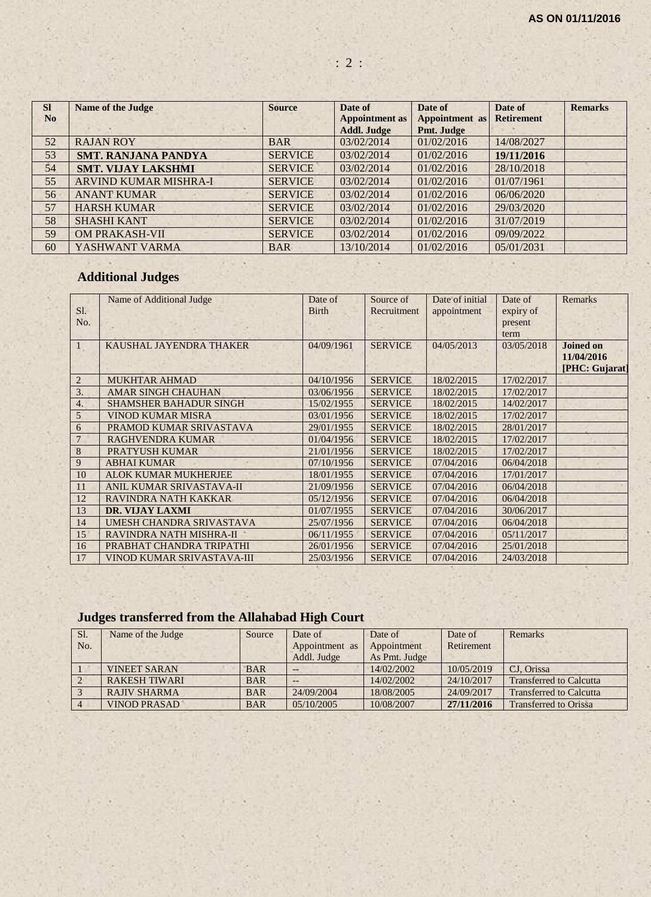**AS ON 01/11/2016**

| Sl No | Name of the Judge | Source | Date of Appointment as Addl. Judge | Date of Appointment as Pmt. Judge | Date of Retirement | Remarks |
|---|---|---|---|---|---|---|
| 52 | RAJAN ROY | BAR | 03/02/2014 | 01/02/2016 | 14/08/2027 | |
| 53 | **SMT. RANJANA PANDYA** | SERVICE | 03/02/2014 | 01/02/2016 | **19/11/2016** | |
| 54 | **SMT. VIJAY LAKSHMI** | SERVICE | 03/02/2014 | 01/02/2016 | 28/10/2018 | |
| 55 | ARVIND KUMAR MISHRA-I | SERVICE | 03/02/2014 | 01/02/2016 | 01/07/1961 | |
| 56 | ANANT KUMAR | SERVICE | 03/02/2014 | 01/02/2016 | 06/06/2020 | |
| 57 | HARSH KUMAR | SERVICE | 03/02/2014 | 01/02/2016 | 29/03/2020 | |
| 58 | SHASHI KANT | SERVICE | 03/02/2014 | 01/02/2016 | 31/07/2019 | |
| 59 | OM PRAKASH-VII | SERVICE | 03/02/2014 | 01/02/2016 | 09/09/2022 | |
| 60 | YASHWANT VARMA | BAR | 13/10/2014 | 01/02/2016 | 05/01/2031 | |

## Additional Judges

| Sl. No. | Name of Additional Judge | Date of Birth | Source of Recruitment | Date of initial appointment | Date of expiry of present term | Remarks |
|---|---|---|---|---|---|---|
| 1 | KAUSHAL JAYENDRA THAKER | 04/09/1961 | SERVICE | 04/05/2013 | 03/05/2018 | **Joined on 11/04/2016 [PHC: Gujarat]** |
| 2 | MUKHTAR AHMAD | 04/10/1956 | SERVICE | 18/02/2015 | 17/02/2017 | |
| 3. | AMAR SINGH CHAUHAN | 03/06/1956 | SERVICE | 18/02/2015 | 17/02/2017 | |
| 4. | SHAMSHER BAHADUR SINGH | 15/02/1955 | SERVICE | 18/02/2015 | 14/02/2017 | |
| 5 | VINOD KUMAR MISRA | 03/01/1956 | SERVICE | 18/02/2015 | 17/02/2017 | |
| 6 | PRAMOD KUMAR SRIVASTAVA | 29/01/1955 | SERVICE | 18/02/2015 | 28/01/2017 | |
| 7 | RAGHVENDRA KUMAR | 01/04/1956 | SERVICE | 18/02/2015 | 17/02/2017 | |
| 8 | PRATYUSH KUMAR | 21/01/1956 | SERVICE | 18/02/2015 | 17/02/2017 | |
| 9 | ABHAI KUMAR | 07/10/1956 | SERVICE | 07/04/2016 | 06/04/2018 | |
| 10 | ALOK KUMAR MUKHERJEE | 18/01/1955 | SERVICE | 07/04/2016 | 17/01/2017 | |
| 11 | ANIL KUMAR SRIVASTAVA-II | 21/09/1956 | SERVICE | 07/04/2016 | 06/04/2018 | |
| 12 | RAVINDRA NATH KAKKAR | 05/12/1956 | SERVICE | 07/04/2016 | 06/04/2018 | |
| 13 | **DR. VIJAY LAXMI** | 01/07/1955 | SERVICE | 07/04/2016 | 30/06/2017 | |
| 14 | UMESH CHANDRA SRIVASTAVA | 25/07/1956 | SERVICE | 07/04/2016 | 06/04/2018 | |
| 15 | RAVINDRA NATH MISHRA-II | 06/11/1955 | SERVICE | 07/04/2016 | 05/11/2017 | |
| 16 | PRABHAT CHANDRA TRIPATHI | 26/01/1956 | SERVICE | 07/04/2016 | 25/01/2018 | |
| 17 | VINOD KUMAR SRIVASTAVA-III | 25/03/1956 | SERVICE | 07/04/2016 | 24/03/2018 | |

## Judges transferred from the Allahabad High Court

| Sl. No. | Name of the Judge | Source | Date of Appointment as Addl. Judge | Date of Appointment As Pmt. Judge | Date of Retirement | Remarks |
|---|---|---|---|---|---|---|
| 1 | VINEET SARAN | BAR | -- | 14/02/2002 | 10/05/2019 | CJ, Orissa |
| 2 | RAKESH TIWARI | BAR | -- | 14/02/2002 | 24/10/2017 | Transferred to Calcutta |
| 3 | RAJIV SHARMA | BAR | 24/09/2004 | 18/08/2005 | 24/09/2017 | Transferred to Calcutta |
| 4 | VINOD PRASAD | BAR | 05/10/2005 | 10/08/2007 | **27/11/2016** | Transferred to Orissa |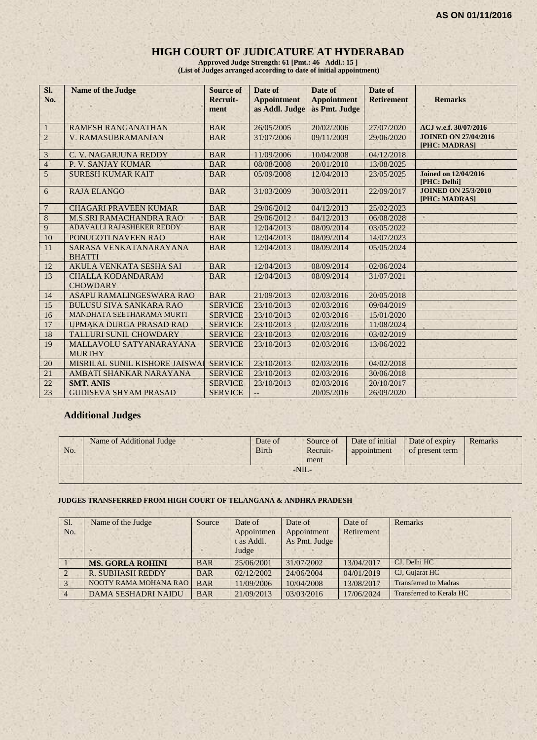**AS ON 01/11/2016**

# HIGH COURT OF JUDICATURE AT HYDERABAD

**Approved Judge Strength: 61 [Pmt.: 46 Addl.: 15 ]**
**(List of Judges arranged according to date of initial appointment)**

| Sl. No. | Name of the Judge | Source of Recruit-ment | Date of Appointment as Addl. Judge | Date of Appointment as Pmt. Judge | Date of Retirement | Remarks |
|---|---|---|---|---|---|---|
| 1 | RAMESH RANGANATHAN | BAR | 26/05/2005 | 20/02/2006 | 27/07/2020 | ACJ w.e.f. 30/07/2016 |
| 2 | V. RAMASUBRAMANIAN | BAR | 31/07/2006 | 09/11/2009 | 29/06/2020 | JOINED ON 27/04/2016 [PHC: MADRAS] |
| 3 | C. V. NAGARJUNA REDDY | BAR | 11/09/2006 | 10/04/2008 | 04/12/2018 | |
| 4 | P. V. SANJAY KUMAR | BAR | 08/08/2008 | 20/01/2010 | 13/08/2025 | |
| 5 | SURESH KUMAR KAIT | BAR | 05/09/2008 | 12/04/2013 | 23/05/2025 | Joined on 12/04/2016 [PHC: Delhi] |
| 6 | RAJA ELANGO | BAR | 31/03/2009 | 30/03/2011 | 22/09/2017 | JOINED ON 25/3/2010 [PHC: MADRAS] |
| 7 | CHAGARI PRAVEEN KUMAR | BAR | 29/06/2012 | 04/12/2013 | 25/02/2023 | |
| 8 | M.S.SRI RAMACHANDRA RAO | BAR | 29/06/2012 | 04/12/2013 | 06/08/2028 | |
| 9 | ADAVALLI RAJASHEKER REDDY | BAR | 12/04/2013 | 08/09/2014 | 03/05/2022 | |
| 10 | PONUGOTI NAVEEN RAO | BAR | 12/04/2013 | 08/09/2014 | 14/07/2023 | |
| 11 | SARASA VENKATANARAYANA BHATTI | BAR | 12/04/2013 | 08/09/2014 | 05/05/2024 | |
| 12 | AKULA VENKATA SESHA SAI | BAR | 12/04/2013 | 08/09/2014 | 02/06/2024 | |
| 13 | CHALLA KODANDARAM CHOWDARY | BAR | 12/04/2013 | 08/09/2014 | 31/07/2021 | |
| 14 | ASAPU RAMALINGESWARA RAO | BAR | 21/09/2013 | 02/03/2016 | 20/05/2018 | |
| 15 | BULUSU SIVA SANKARA RAO | SERVICE | 23/10/2013 | 02/03/2016 | 09/04/2019 | |
| 16 | MANDHATA SEETHARAMA MURTI | SERVICE | 23/10/2013 | 02/03/2016 | 15/01/2020 | |
| 17 | UPMAKA DURGA PRASAD RAO | SERVICE | 23/10/2013 | 02/03/2016 | 11/08/2024 | |
| 18 | TALLURI SUNIL CHOWDARY | SERVICE | 23/10/2013 | 02/03/2016 | 03/02/2019 | |
| 19 | MALLAVOLU SATYANARAYANA MURTHY | SERVICE | 23/10/2013 | 02/03/2016 | 13/06/2022 | |
| 20 | MISRILAL SUNIL KISHORE JAISWAL | SERVICE | 23/10/2013 | 02/03/2016 | 04/02/2018 | |
| 21 | AMBATI SHANKAR NARAYANA | SERVICE | 23/10/2013 | 02/03/2016 | 30/06/2018 | |
| 22 | **SMT. ANIS** | SERVICE | 23/10/2013 | 02/03/2016 | 20/10/2017 | |
| 23 | GUDISEVA SHYAM PRASAD | SERVICE | -- | 20/05/2016 | 26/09/2020 | |

## Additional Judges

| No. | Name of Additional Judge | Date of Birth | Source of Recruit-ment | Date of initial appointment | Date of expiry of present term | Remarks |
|---|---|---|---|---|---|---|
| | -NIL- | | | | | |

**JUDGES TRANSFERRED FROM HIGH COURT OF TELANGANA & ANDHRA PRADESH**

| Sl. No. | Name of the Judge | Source | Date of Appointment as Addl. Judge | Date of Appointment As Pmt. Judge | Date of Retirement | Remarks |
|---|---|---|---|---|---|---|
| 1 | **MS. GORLA ROHINI** | BAR | 25/06/2001 | 31/07/2002 | 13/04/2017 | CJ, Delhi HC |
| 2 | R. SUBHASH REDDY | BAR | 02/12/2002 | 24/06/2004 | 04/01/2019 | CJ, Gujarat HC |
| 3 | NOOTY RAMA MOHANA RAO | BAR | 11/09/2006 | 10/04/2008 | 13/08/2017 | Transferred to Madras |
| 4 | DAMA SESHADRI NAIDU | BAR | 21/09/2013 | 03/03/2016 | 17/06/2024 | Transferred to Kerala HC |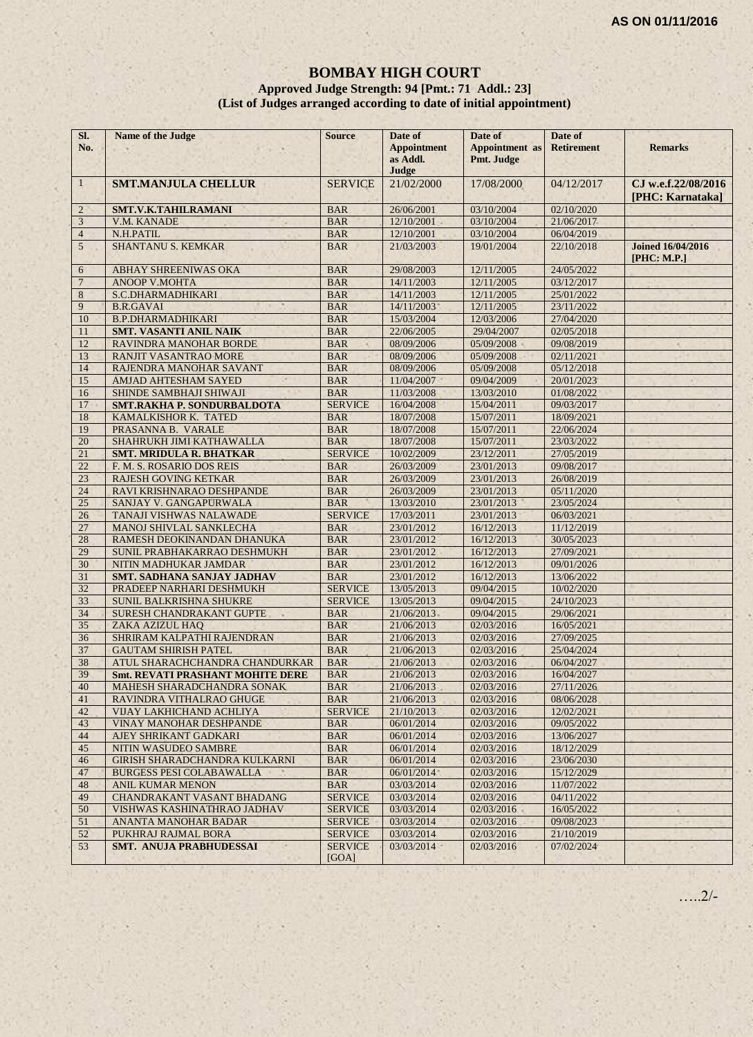AS ON 01/11/2016

# BOMBAY HIGH COURT

**Approved Judge Strength: 94 [Pmt.: 71 Addl.: 23]**

**(List of Judges arranged according to date of initial appointment)**

| Sl. No. | Name of the Judge | Source | Date of Appointment as Addl. Judge | Date of Appointment as Pmt. Judge | Date of Retirement | Remarks |
|---|---|---|---|---|---|---|
| 1 | **SMT.MANJULA CHELLUR** | SERVICE | 21/02/2000 | 17/08/2000 | 04/12/2017 | **CJ w.e.f.22/08/2016 [PHC: Karnataka]** |
| 2 | **SMT.V.K.TAHILRAMANI** | BAR | 26/06/2001 | 03/10/2004 | 02/10/2020 | |
| 3 | V.M. KANADE | BAR | 12/10/2001 | 03/10/2004 | 21/06/2017 | |
| 4 | N.H.PATIL | BAR | 12/10/2001 | 03/10/2004 | 06/04/2019 | |
| 5 | SHANTANU S. KEMKAR | BAR | 21/03/2003 | 19/01/2004 | 22/10/2018 | **Joined 16/04/2016 [PHC: M.P.]** |
| 6 | ABHAY SHREENIWAS OKA | BAR | 29/08/2003 | 12/11/2005 | 24/05/2022 | |
| 7 | ANOOP V.MOHTA | BAR | 14/11/2003 | 12/11/2005 | 03/12/2017 | |
| 8 | S.C.DHARMADHIKARI | BAR | 14/11/2003 | 12/11/2005 | 25/01/2022 | |
| 9 | B.R.GAVAI | BAR | 14/11/2003 | 12/11/2005 | 23/11/2022 | |
| 10 | B.P.DHARMADHIKARI | BAR | 15/03/2004 | 12/03/2006 | 27/04/2020 | |
| 11 | **SMT. VASANTI ANIL NAIK** | BAR | 22/06/2005 | 29/04/2007 | 02/05/2018 | |
| 12 | RAVINDRA MANOHAR BORDE | BAR | 08/09/2006 | 05/09/2008 | 09/08/2019 | |
| 13 | RANJIT VASANTRAO MORE | BAR | 08/09/2006 | 05/09/2008 | 02/11/2021 | |
| 14 | RAJENDRA MANOHAR SAVANT | BAR | 08/09/2006 | 05/09/2008 | 05/12/2018 | |
| 15 | AMJAD AHTESHAM SAYED | BAR | 11/04/2007 | 09/04/2009 | 20/01/2023 | |
| 16 | SHINDE SAMBHAJI SHIWAJI | BAR | 11/03/2008 | 13/03/2010 | 01/08/2022 | |
| 17 | **SMT.RAKHA P. SONDURBALDOTA** | SERVICE | 16/04/2008 | 15/04/2011 | 09/03/2017 | |
| 18 | KAMALKISHOR K. TATED | BAR | 18/07/2008 | 15/07/2011 | 18/09/2021 | |
| 19 | PRASANNA B. VARALE | BAR | 18/07/2008 | 15/07/2011 | 22/06/2024 | |
| 20 | SHAHRUKH JIMI KATHAWALLA | BAR | 18/07/2008 | 15/07/2011 | 23/03/2022 | |
| 21 | **SMT. MRIDULA R. BHATKAR** | SERVICE | 10/02/2009 | 23/12/2011 | 27/05/2019 | |
| 22 | F. M. S. ROSARIO DOS REIS | BAR | 26/03/2009 | 23/01/2013 | 09/08/2017 | |
| 23 | RAJESH GOVING KETKAR | BAR | 26/03/2009 | 23/01/2013 | 26/08/2019 | |
| 24 | RAVI KRISHNARAO DESHPANDE | BAR | 26/03/2009 | 23/01/2013 | 05/11/2020 | |
| 25 | SANJAY V. GANGAPURWALA | BAR | 13/03/2010 | 23/01/2013 | 23/05/2024 | |
| 26 | TANAJI VISHWAS NALAWADE | SERVICE | 17/03/2011 | 23/01/2013 | 06/03/2021 | |
| 27 | MANOJ SHIVLAL SANKLECHA | BAR | 23/01/2012 | 16/12/2013 | 11/12/2019 | |
| 28 | RAMESH DEOKINANDAN DHANUKA | BAR | 23/01/2012 | 16/12/2013 | 30/05/2023 | |
| 29 | SUNIL PRABHAKARRAO DESHMUKH | BAR | 23/01/2012 | 16/12/2013 | 27/09/2021 | |
| 30 | NITIN MADHUKAR JAMDAR | BAR | 23/01/2012 | 16/12/2013 | 09/01/2026 | |
| 31 | **SMT. SADHANA SANJAY JADHAV** | BAR | 23/01/2012 | 16/12/2013 | 13/06/2022 | |
| 32 | PRADEEP NARHARI DESHMUKH | SERVICE | 13/05/2013 | 09/04/2015 | 10/02/2020 | |
| 33 | SUNIL BALKRISHNA SHUKRE | SERVICE | 13/05/2013 | 09/04/2015 | 24/10/2023 | |
| 34 | SURESH CHANDRAKANT GUPTE | BAR | 21/06/2013 | 09/04/2015 | 29/06/2021 | |
| 35 | ZAKA AZIZUL HAQ | BAR | 21/06/2013 | 02/03/2016 | 16/05/2021 | |
| 36 | SHRIRAM KALPATHI RAJENDRAN | BAR | 21/06/2013 | 02/03/2016 | 27/09/2025 | |
| 37 | GAUTAM SHIRISH PATEL | BAR | 21/06/2013 | 02/03/2016 | 25/04/2024 | |
| 38 | ATUL SHARACHCHANDRA CHANDURKAR | BAR | 21/06/2013 | 02/03/2016 | 06/04/2027 | |
| 39 | **Smt. REVATI PRASHANT MOHITE DERE** | BAR | 21/06/2013 | 02/03/2016 | 16/04/2027 | |
| 40 | MAHESH SHARADCHANDRA SONAK | BAR | 21/06/2013 | 02/03/2016 | 27/11/2026 | |
| 41 | RAVINDRA VITHALRAO GHUGE | BAR | 21/06/2013 | 02/03/2016 | 08/06/2028 | |
| 42 | VIJAY LAKHICHAND ACHLIYA | SERVICE | 21/10/2013 | 02/03/2016 | 12/02/2021 | |
| 43 | VINAY MANOHAR DESHPANDE | BAR | 06/01/2014 | 02/03/2016 | 09/05/2022 | |
| 44 | AJEY SHRIKANT GADKARI | BAR | 06/01/2014 | 02/03/2016 | 13/06/2027 | |
| 45 | NITIN WASUDEO SAMBRE | BAR | 06/01/2014 | 02/03/2016 | 18/12/2029 | |
| 46 | GIRISH SHARADCHANDRA KULKARNI | BAR | 06/01/2014 | 02/03/2016 | 23/06/2030 | |
| 47 | BURGESS PESI COLABAWALLA | BAR | 06/01/2014 | 02/03/2016 | 15/12/2029 | |
| 48 | ANIL KUMAR MENON | BAR | 03/03/2014 | 02/03/2016 | 11/07/2022 | |
| 49 | CHANDRAKANT VASANT BHADANG | SERVICE | 03/03/2014 | 02/03/2016 | 04/11/2022 | |
| 50 | VISHWAS KASHINATHRAO JADHAV | SERVICE | 03/03/2014 | 02/03/2016 | 16/05/2022 | |
| 51 | ANANTA MANOHAR BADAR | SERVICE | 03/03/2014 | 02/03/2016 | 09/08/2023 | |
| 52 | PUKHRAJ RAJMAL BORA | SERVICE | 03/03/2014 | 02/03/2016 | 21/10/2019 | |
| 53 | **SMT. ANUJA PRABHUDESSAI** | SERVICE [GOA] | 03/03/2014 | 02/03/2016 | 07/02/2024 | |

…..2/-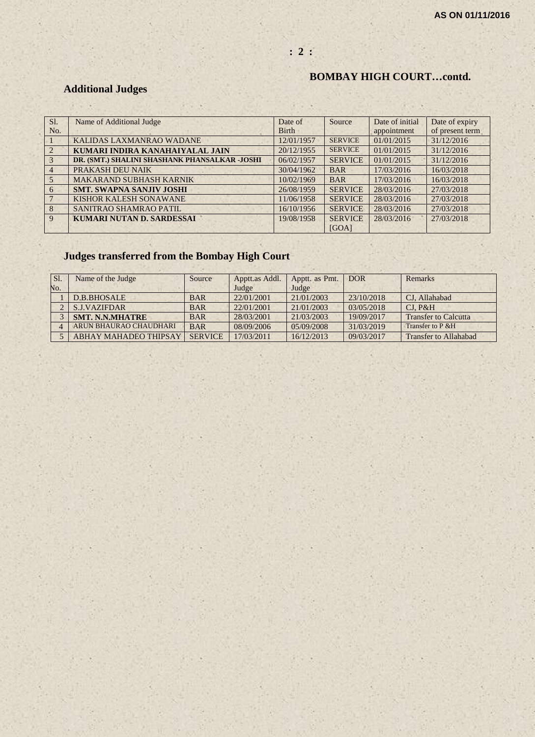## BOMBAY HIGH COURT…contd.

### Additional Judges

| Sl. No. | Name of Additional Judge | Date of Birth | Source | Date of initial appointment | Date of expiry of present term |
|---|---|---|---|---|---|
| 1 | KALIDAS LAXMANRAO WADANE | 12/01/1957 | SERVICE | 01/01/2015 | 31/12/2016 |
| 2 | **KUMARI INDIRA KANAHAIYALAL JAIN** | 20/12/1955 | SERVICE | 01/01/2015 | 31/12/2016 |
| 3 | **DR. (SMT.) SHALINI SHASHANK PHANSALKAR -JOSHI** | 06/02/1957 | SERVICE | 01/01/2015 | 31/12/2016 |
| 4 | PRAKASH DEU NAIK | 30/04/1962 | BAR | 17/03/2016 | 16/03/2018 |
| 5 | MAKARAND SUBHASH KARNIK | 10/02/1969 | BAR | 17/03/2016 | 16/03/2018 |
| 6 | **SMT. SWAPNA SANJIV JOSHI** | 26/08/1959 | SERVICE | 28/03/2016 | 27/03/2018 |
| 7 | KISHOR KALESH SONAWANE | 11/06/1958 | SERVICE | 28/03/2016 | 27/03/2018 |
| 8 | SANITRAO SHAMRAO PATIL | 16/10/1956 | SERVICE | 28/03/2016 | 27/03/2018 |
| 9 | **KUMARI NUTAN D. SARDESSAI** | 19/08/1958 | SERVICE [GOA] | 28/03/2016 | 27/03/2018 |

### Judges transferred from the Bombay High Court

| Sl. No. | Name of the Judge | Source | Apptt.as Addl. Judge | Apptt. as Pmt. Judge | DOR | Remarks |
|---|---|---|---|---|---|---|
| 1 | D.B.BHOSALE | BAR | 22/01/2001 | 21/01/2003 | 23/10/2018 | CJ, Allahabad |
| 2 | S.J.VAZIFDAR | BAR | 22/01/2001 | 21/01/2003 | 03/05/2018 | CJ, P&H |
| 3 | **SMT. N.N.MHATRE** | BAR | 28/03/2001 | 21/03/2003 | 19/09/2017 | Transfer to Calcutta |
| 4 | ARUN BHAURAO CHAUDHARI | BAR | 08/09/2006 | 05/09/2008 | 31/03/2019 | Transfer to P &H |
| 5 | ABHAY MAHADEO THIPSAY | SERVICE | 17/03/2011 | 16/12/2013 | 09/03/2017 | Transfer to Allahabad |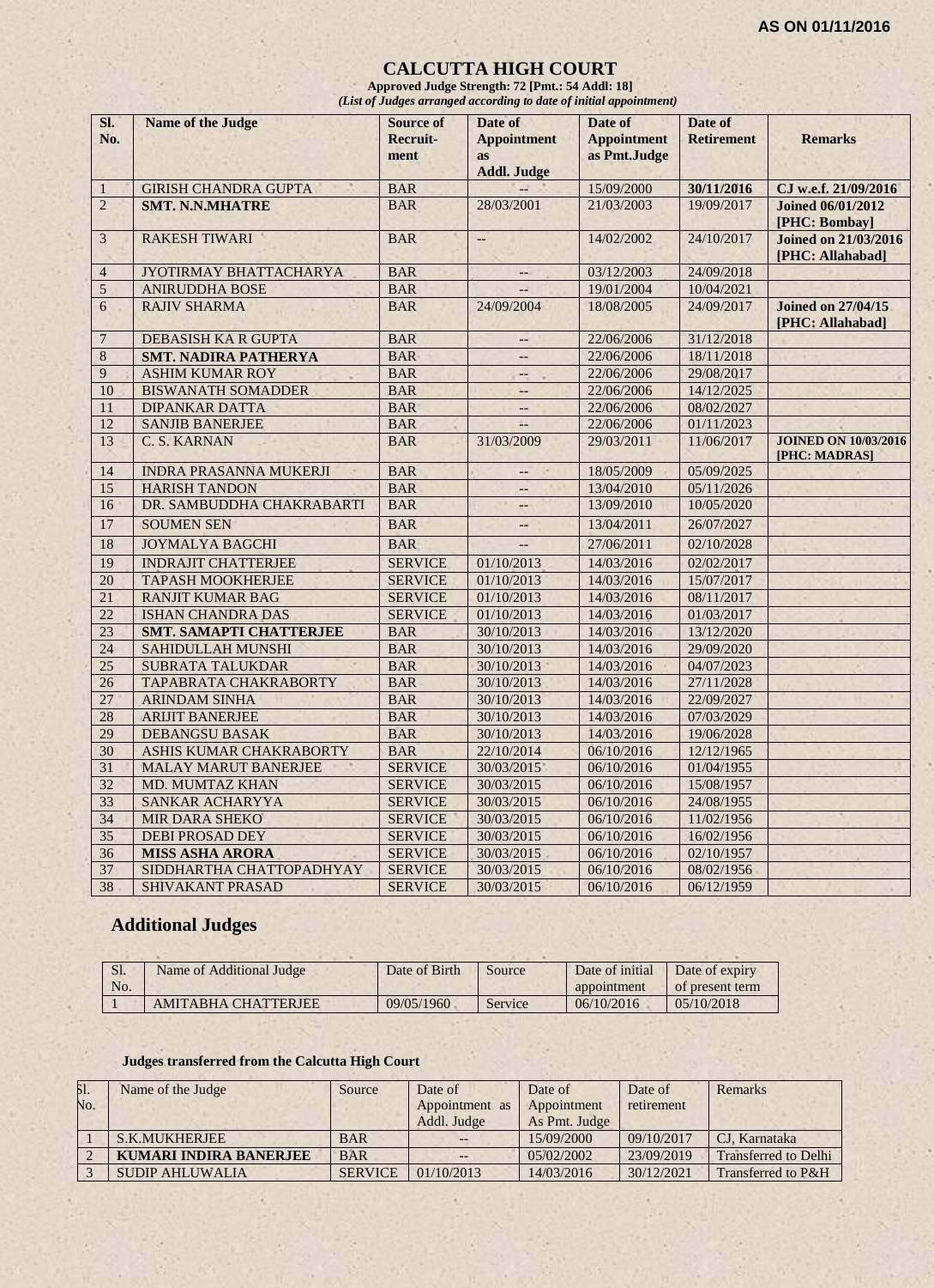AS ON 01/11/2016

# CALCUTTA HIGH COURT

**Approved Judge Strength: 72 [Pmt.: 54 Addl: 18]**

*(List of Judges arranged according to date of initial appointment)*

| Sl. No. | Name of the Judge | Source of Recruit-ment | Date of Appointment as Addl. Judge | Date of Appointment as Pmt.Judge | Date of Retirement | Remarks |
|---|---|---|---|---|---|---|
| 1 | GIRISH CHANDRA GUPTA | BAR | -- | 15/09/2000 | **30/11/2016** | **CJ w.e.f. 21/09/2016** |
| 2 | **SMT. N.N.MHATRE** | BAR | 28/03/2001 | 21/03/2003 | 19/09/2017 | **Joined 06/01/2012 [PHC: Bombay]** |
| 3 | RAKESH TIWARI | BAR | -- | 14/02/2002 | 24/10/2017 | **Joined on 21/03/2016 [PHC: Allahabad]** |
| 4 | JYOTIRMAY BHATTACHARYA | BAR | -- | 03/12/2003 | 24/09/2018 | |
| 5 | ANIRUDDHA BOSE | BAR | -- | 19/01/2004 | 10/04/2021 | |
| 6 | RAJIV SHARMA | BAR | 24/09/2004 | 18/08/2005 | 24/09/2017 | **Joined on 27/04/15 [PHC: Allahabad]** |
| 7 | DEBASISH KA R GUPTA | BAR | -- | 22/06/2006 | 31/12/2018 | |
| 8 | **SMT. NADIRA PATHERYA** | BAR | -- | 22/06/2006 | 18/11/2018 | |
| 9 | ASHIM KUMAR ROY | BAR | -- | 22/06/2006 | 29/08/2017 | |
| 10 | BISWANATH SOMADDER | BAR | -- | 22/06/2006 | 14/12/2025 | |
| 11 | DIPANKAR DATTA | BAR | -- | 22/06/2006 | 08/02/2027 | |
| 12 | SANJIB BANERJEE | BAR | -- | 22/06/2006 | 01/11/2023 | |
| 13 | C. S. KARNAN | BAR | 31/03/2009 | 29/03/2011 | 11/06/2017 | **JOINED ON 10/03/2016 [PHC: MADRAS]** |
| 14 | INDRA PRASANNA MUKERJI | BAR | -- | 18/05/2009 | 05/09/2025 | |
| 15 | HARISH TANDON | BAR | -- | 13/04/2010 | 05/11/2026 | |
| 16 | DR. SAMBUDDHA CHAKRABARTI | BAR | -- | 13/09/2010 | 10/05/2020 | |
| 17 | SOUMEN SEN | BAR | -- | 13/04/2011 | 26/07/2027 | |
| 18 | JOYMALYA BAGCHI | BAR | -- | 27/06/2011 | 02/10/2028 | |
| 19 | INDRAJIT CHATTERJEE | SERVICE | 01/10/2013 | 14/03/2016 | 02/02/2017 | |
| 20 | TAPASH MOOKHERJEE | SERVICE | 01/10/2013 | 14/03/2016 | 15/07/2017 | |
| 21 | RANJIT KUMAR BAG | SERVICE | 01/10/2013 | 14/03/2016 | 08/11/2017 | |
| 22 | ISHAN CHANDRA DAS | SERVICE | 01/10/2013 | 14/03/2016 | 01/03/2017 | |
| 23 | **SMT. SAMAPTI CHATTERJEE** | BAR | 30/10/2013 | 14/03/2016 | 13/12/2020 | |
| 24 | SAHIDULLAH MUNSHI | BAR | 30/10/2013 | 14/03/2016 | 29/09/2020 | |
| 25 | SUBRATA TALUKDAR | BAR | 30/10/2013 | 14/03/2016 | 04/07/2023 | |
| 26 | TAPABRATA CHAKRABORTY | BAR | 30/10/2013 | 14/03/2016 | 27/11/2028 | |
| 27 | ARINDAM SINHA | BAR | 30/10/2013 | 14/03/2016 | 22/09/2027 | |
| 28 | ARIJIT BANERJEE | BAR | 30/10/2013 | 14/03/2016 | 07/03/2029 | |
| 29 | DEBANGSU BASAK | BAR | 30/10/2013 | 14/03/2016 | 19/06/2028 | |
| 30 | ASHIS KUMAR CHAKRABORTY | BAR | 22/10/2014 | 06/10/2016 | 12/12/1965 | |
| 31 | MALAY MARUT BANERJEE | SERVICE | 30/03/2015 | 06/10/2016 | 01/04/1955 | |
| 32 | MD. MUMTAZ KHAN | SERVICE | 30/03/2015 | 06/10/2016 | 15/08/1957 | |
| 33 | SANKAR ACHARYYA | SERVICE | 30/03/2015 | 06/10/2016 | 24/08/1955 | |
| 34 | MIR DARA SHEKO | SERVICE | 30/03/2015 | 06/10/2016 | 11/02/1956 | |
| 35 | DEBI PROSAD DEY | SERVICE | 30/03/2015 | 06/10/2016 | 16/02/1956 | |
| 36 | **MISS ASHA ARORA** | SERVICE | 30/03/2015 | 06/10/2016 | 02/10/1957 | |
| 37 | SIDDHARTHA CHATTOPADHYAY | SERVICE | 30/03/2015 | 06/10/2016 | 08/02/1956 | |
| 38 | SHIVAKANT PRASAD | SERVICE | 30/03/2015 | 06/10/2016 | 06/12/1959 | |

## Additional Judges

| Sl. No. | Name of Additional Judge | Date of Birth | Source | Date of initial appointment | Date of expiry of present term |
|---|---|---|---|---|---|
| 1 | AMITABHA CHATTERJEE | 09/05/1960 | Service | 06/10/2016 | 05/10/2018 |

### Judges transferred from the Calcutta High Court

| Sl. No. | Name of the Judge | Source | Date of Appointment as Addl. Judge | Date of Appointment As Pmt. Judge | Date of retirement | Remarks |
|---|---|---|---|---|---|---|
| 1 | S.K.MUKHERJEE | BAR | -- | 15/09/2000 | 09/10/2017 | CJ, Karnataka |
| 2 | **KUMARI INDIRA BANERJEE** | BAR | -- | 05/02/2002 | 23/09/2019 | Transferred to Delhi |
| 3 | SUDIP AHLUWALIA | SERVICE | 01/10/2013 | 14/03/2016 | 30/12/2021 | Transferred to P&H |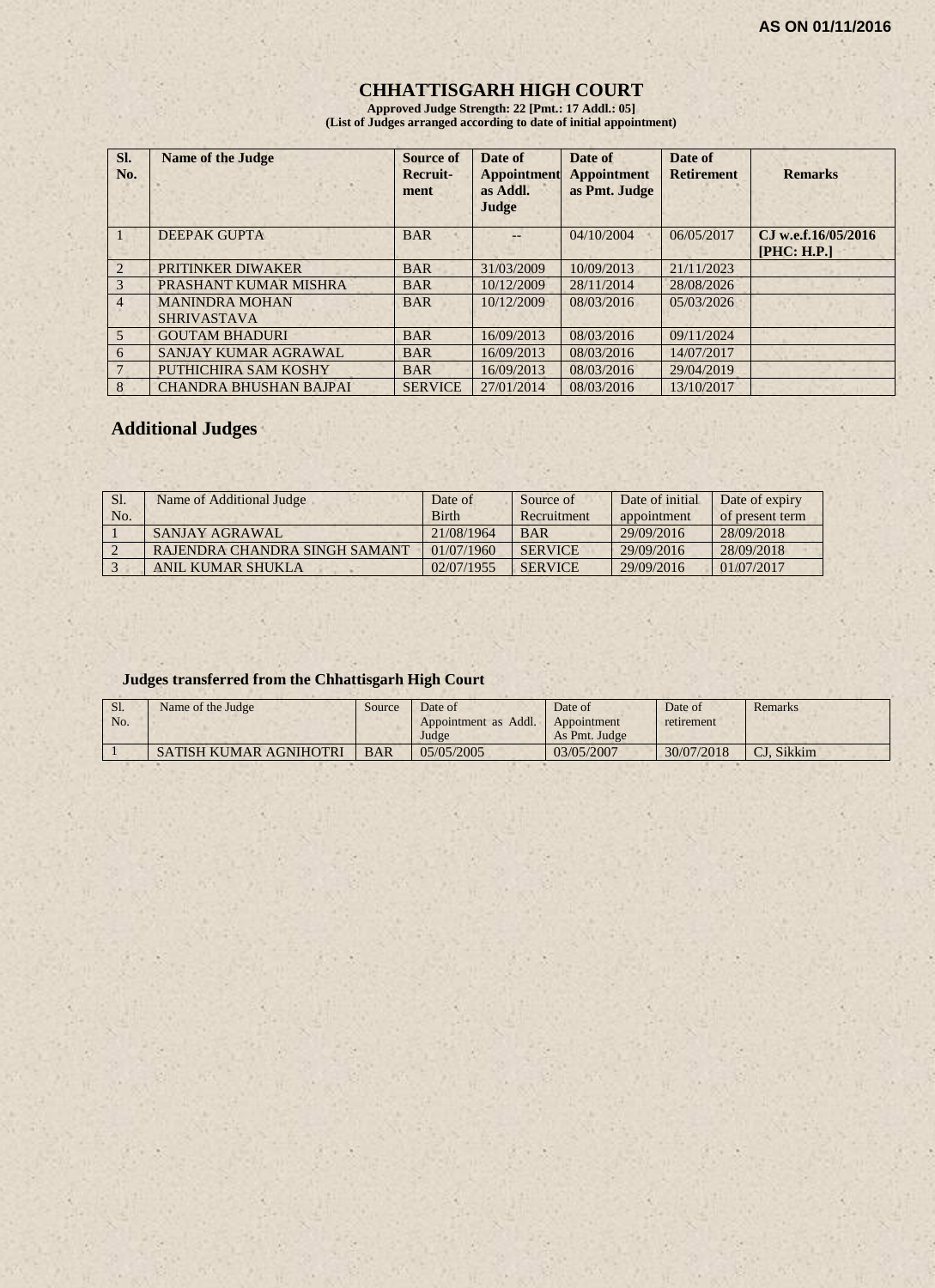AS ON 01/11/2016

# CHHATTISGARH HIGH COURT

**Approved Judge Strength: 22 [Pmt.: 17 Addl.: 05]**
**(List of Judges arranged according to date of initial appointment)**

| Sl. No. | Name of the Judge | Source of Recruit-ment | Date of Appointment as Addl. Judge | Date of Appointment as Pmt. Judge | Date of Retirement | Remarks |
|---|---|---|---|---|---|---|
| 1 | DEEPAK GUPTA | BAR | -- | 04/10/2004 | 06/05/2017 | CJ w.e.f.16/05/2016 [PHC: H.P.] |
| 2 | PRITINKER DIWAKER | BAR | 31/03/2009 | 10/09/2013 | 21/11/2023 | |
| 3 | PRASHANT KUMAR MISHRA | BAR | 10/12/2009 | 28/11/2014 | 28/08/2026 | |
| 4 | MANINDRA MOHAN SHRIVASTAVA | BAR | 10/12/2009 | 08/03/2016 | 05/03/2026 | |
| 5 | GOUTAM BHADURI | BAR | 16/09/2013 | 08/03/2016 | 09/11/2024 | |
| 6 | SANJAY KUMAR AGRAWAL | BAR | 16/09/2013 | 08/03/2016 | 14/07/2017 | |
| 7 | PUTHICHIRA SAM KOSHY | BAR | 16/09/2013 | 08/03/2016 | 29/04/2019 | |
| 8 | CHANDRA BHUSHAN BAJPAI | SERVICE | 27/01/2014 | 08/03/2016 | 13/10/2017 | |

## Additional Judges

| Sl. No. | Name of Additional Judge | Date of Birth | Source of Recruitment | Date of initial appointment | Date of expiry of present term |
|---|---|---|---|---|---|
| 1 | SANJAY AGRAWAL | 21/08/1964 | BAR | 29/09/2016 | 28/09/2018 |
| 2 | RAJENDRA CHANDRA SINGH SAMANT | 01/07/1960 | SERVICE | 29/09/2016 | 28/09/2018 |
| 3 | ANIL KUMAR SHUKLA | 02/07/1955 | SERVICE | 29/09/2016 | 01/07/2017 |

### Judges transferred from the Chhattisgarh High Court

| Sl. No. | Name of the Judge | Source | Date of Appointment as Addl. Judge | Date of Appointment As Pmt. Judge | Date of retirement | Remarks |
|---|---|---|---|---|---|---|
| 1 | SATISH KUMAR AGNIHOTRI | BAR | 05/05/2005 | 03/05/2007 | 30/07/2018 | CJ, Sikkim |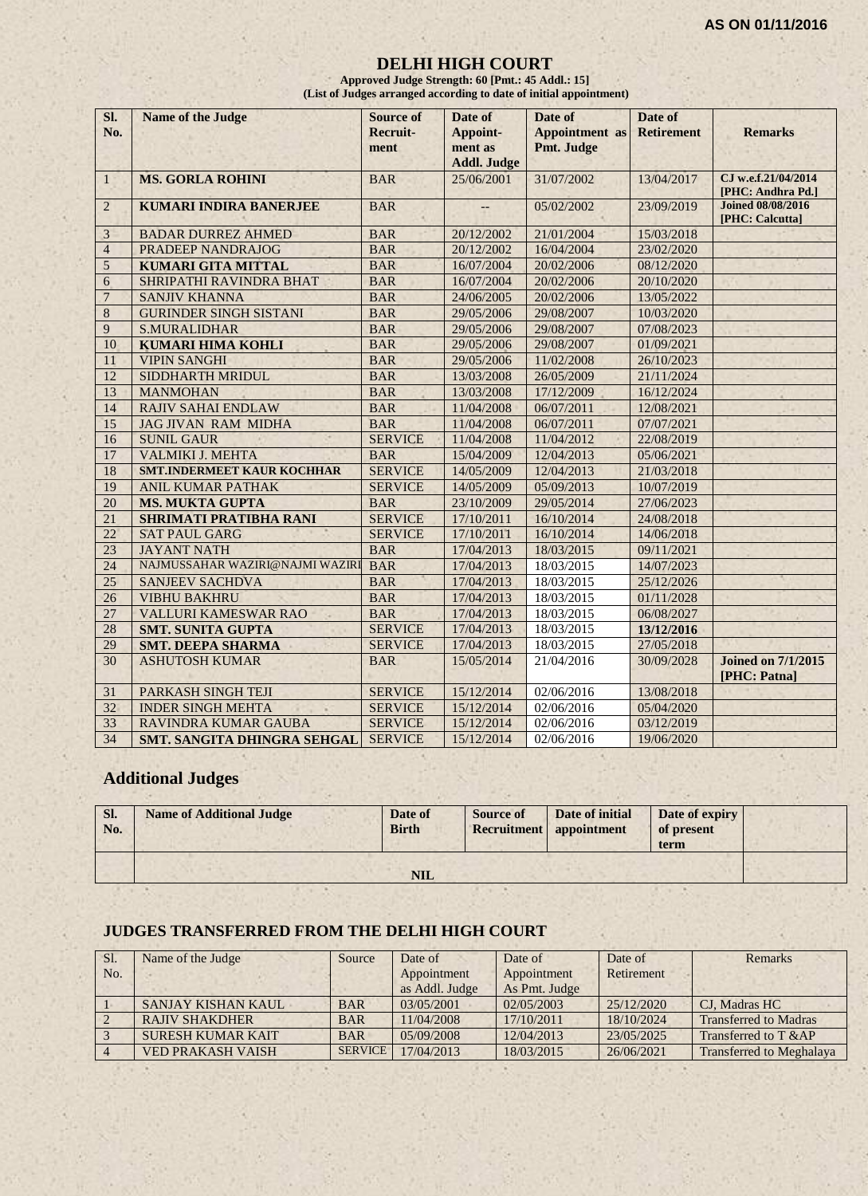**AS ON 01/11/2016**

# DELHI HIGH COURT

**Approved Judge Strength: 60 [Pmt.: 45 Addl.: 15]**
**(List of Judges arranged according to date of initial appointment)**

| Sl. No. | Name of the Judge | Source of Recruit-ment | Date of Appoint-ment as Addl. Judge | Date of Appointment as Pmt. Judge | Date of Retirement | Remarks |
|---|---|---|---|---|---|---|
| 1 | **MS. GORLA ROHINI** | BAR | 25/06/2001 | 31/07/2002 | 13/04/2017 | **CJ w.e.f.21/04/2014 [PHC: Andhra Pd.]** |
| 2 | **KUMARI INDIRA BANERJEE** | BAR | -- | 05/02/2002 | 23/09/2019 | **Joined 08/08/2016 [PHC: Calcutta]** |
| 3 | BADAR DURREZ AHMED | BAR | 20/12/2002 | 21/01/2004 | 15/03/2018 | |
| 4 | PRADEEP NANDRAJOG | BAR | 20/12/2002 | 16/04/2004 | 23/02/2020 | |
| 5 | **KUMARI GITA MITTAL** | BAR | 16/07/2004 | 20/02/2006 | 08/12/2020 | |
| 6 | SHRIPATHI RAVINDRA BHAT | BAR | 16/07/2004 | 20/02/2006 | 20/10/2020 | |
| 7 | SANJIV KHANNA | BAR | 24/06/2005 | 20/02/2006 | 13/05/2022 | |
| 8 | GURINDER SINGH SISTANI | BAR | 29/05/2006 | 29/08/2007 | 10/03/2020 | |
| 9 | S.MURALIDHAR | BAR | 29/05/2006 | 29/08/2007 | 07/08/2023 | |
| 10 | **KUMARI HIMA KOHLI** | BAR | 29/05/2006 | 29/08/2007 | 01/09/2021 | |
| 11 | VIPIN SANGHI | BAR | 29/05/2006 | 11/02/2008 | 26/10/2023 | |
| 12 | SIDDHARTH MRIDUL | BAR | 13/03/2008 | 26/05/2009 | 21/11/2024 | |
| 13 | MANMOHAN | BAR | 13/03/2008 | 17/12/2009 | 16/12/2024 | |
| 14 | RAJIV SAHAI ENDLAW | BAR | 11/04/2008 | 06/07/2011 | 12/08/2021 | |
| 15 | JAG JIVAN RAM MIDHA | BAR | 11/04/2008 | 06/07/2011 | 07/07/2021 | |
| 16 | SUNIL GAUR | SERVICE | 11/04/2008 | 11/04/2012 | 22/08/2019 | |
| 17 | VALMIKI J. MEHTA | BAR | 15/04/2009 | 12/04/2013 | 05/06/2021 | |
| 18 | **SMT.INDERMEET KAUR KOCHHAR** | SERVICE | 14/05/2009 | 12/04/2013 | 21/03/2018 | |
| 19 | ANIL KUMAR PATHAK | SERVICE | 14/05/2009 | 05/09/2013 | 10/07/2019 | |
| 20 | **MS. MUKTA GUPTA** | BAR | 23/10/2009 | 29/05/2014 | 27/06/2023 | |
| 21 | **SHRIMATI PRATIBHA RANI** | SERVICE | 17/10/2011 | 16/10/2014 | 24/08/2018 | |
| 22 | SAT PAUL GARG | SERVICE | 17/10/2011 | 16/10/2014 | 14/06/2018 | |
| 23 | JAYANT NATH | BAR | 17/04/2013 | 18/03/2015 | 09/11/2021 | |
| 24 | NAJMUSSAHAR WAZIRI@NAJMI WAZIRI | BAR | 17/04/2013 | 18/03/2015 | 14/07/2023 | |
| 25 | SANJEEV SACHDVA | BAR | 17/04/2013 | 18/03/2015 | 25/12/2026 | |
| 26 | VIBHU BAKHRU | BAR | 17/04/2013 | 18/03/2015 | 01/11/2028 | |
| 27 | VALLURI KAMESWAR RAO | BAR | 17/04/2013 | 18/03/2015 | 06/08/2027 | |
| 28 | **SMT. SUNITA GUPTA** | SERVICE | 17/04/2013 | 18/03/2015 | **13/12/2016** | |
| 29 | **SMT. DEEPA SHARMA** | SERVICE | 17/04/2013 | 18/03/2015 | 27/05/2018 | |
| 30 | ASHUTOSH KUMAR | BAR | 15/05/2014 | 21/04/2016 | 30/09/2028 | **Joined on 7/1/2015 [PHC: Patna]** |
| 31 | PARKASH SINGH TEJI | SERVICE | 15/12/2014 | 02/06/2016 | 13/08/2018 | |
| 32 | INDER SINGH MEHTA | SERVICE | 15/12/2014 | 02/06/2016 | 05/04/2020 | |
| 33 | RAVINDRA KUMAR GAUBA | SERVICE | 15/12/2014 | 02/06/2016 | 03/12/2019 | |
| 34 | **SMT. SANGITA DHINGRA SEHGAL** | SERVICE | 15/12/2014 | 02/06/2016 | 19/06/2020 | |

## Additional Judges

| Sl. No. | Name of Additional Judge | Date of Birth | Source of Recruitment | Date of initial appointment | Date of expiry of present term | |
|---|---|---|---|---|---|---|
| | **NIL** | | | | | |

## JUDGES TRANSFERRED FROM THE DELHI HIGH COURT

| Sl. No. | Name of the Judge | Source | Date of Appointment as Addl. Judge | Date of Appointment As Pmt. Judge | Date of Retirement | Remarks |
|---|---|---|---|---|---|---|
| 1 | SANJAY KISHAN KAUL | BAR | 03/05/2001 | 02/05/2003 | 25/12/2020 | CJ, Madras HC |
| 2 | RAJIV SHAKDHER | BAR | 11/04/2008 | 17/10/2011 | 18/10/2024 | Transferred to Madras |
| 3 | SURESH KUMAR KAIT | BAR | 05/09/2008 | 12/04/2013 | 23/05/2025 | Transferred to T &AP |
| 4 | VED PRAKASH VAISH | SERVICE | 17/04/2013 | 18/03/2015 | 26/06/2021 | Transferred to Meghalaya |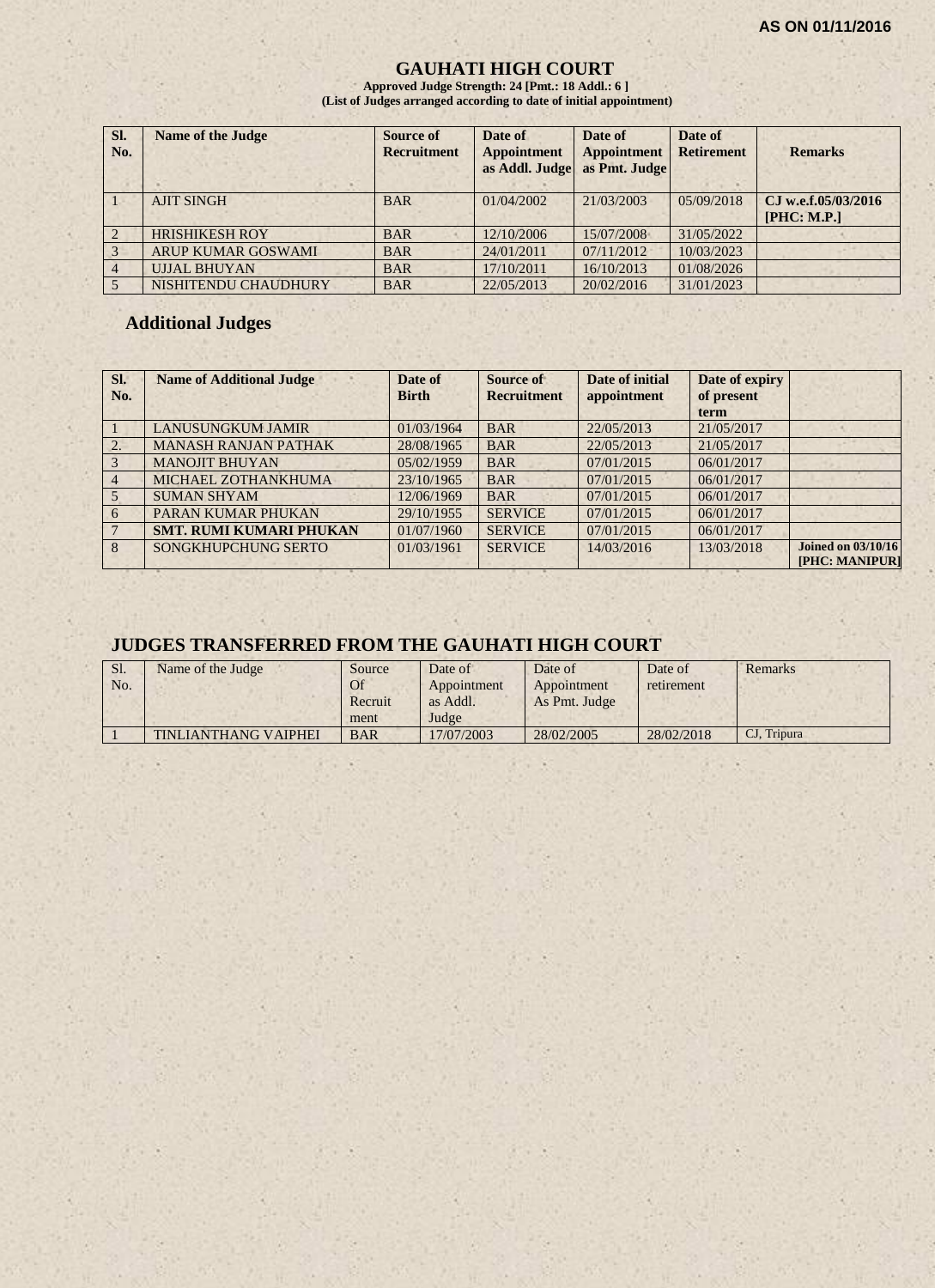AS ON 01/11/2016

# GAUHATI HIGH COURT

**Approved Judge Strength: 24 [Pmt.: 18 Addl.: 6 ]**
**(List of Judges arranged according to date of initial appointment)**

| Sl. No. | Name of the Judge | Source of Recruitment | Date of Appointment as Addl. Judge | Date of Appointment as Pmt. Judge | Date of Retirement | Remarks |
|---|---|---|---|---|---|---|
| 1 | AJIT SINGH | BAR | 01/04/2002 | 21/03/2003 | 05/09/2018 | **CJ w.e.f.05/03/2016 [PHC: M.P.]** |
| 2 | HRISHIKESH ROY | BAR | 12/10/2006 | 15/07/2008 | 31/05/2022 | |
| 3 | ARUP KUMAR GOSWAMI | BAR | 24/01/2011 | 07/11/2012 | 10/03/2023 | |
| 4 | UJJAL BHUYAN | BAR | 17/10/2011 | 16/10/2013 | 01/08/2026 | |
| 5 | NISHITENDU CHAUDHURY | BAR | 22/05/2013 | 20/02/2016 | 31/01/2023 | |

## Additional Judges

| Sl. No. | Name of Additional Judge | Date of Birth | Source of Recruitment | Date of initial appointment | Date of expiry of present term | |
|---|---|---|---|---|---|---|
| 1 | LANUSUNGKUM JAMIR | 01/03/1964 | BAR | 22/05/2013 | 21/05/2017 | |
| 2. | MANASH RANJAN PATHAK | 28/08/1965 | BAR | 22/05/2013 | 21/05/2017 | |
| 3 | MANOJIT BHUYAN | 05/02/1959 | BAR | 07/01/2015 | 06/01/2017 | |
| 4 | MICHAEL ZOTHANKHUMA | 23/10/1965 | BAR | 07/01/2015 | 06/01/2017 | |
| 5 | SUMAN SHYAM | 12/06/1969 | BAR | 07/01/2015 | 06/01/2017 | |
| 6 | PARAN KUMAR PHUKAN | 29/10/1955 | SERVICE | 07/01/2015 | 06/01/2017 | |
| 7 | **SMT. RUMI KUMARI PHUKAN** | 01/07/1960 | SERVICE | 07/01/2015 | 06/01/2017 | |
| 8 | SONGKHUPCHUNG SERTO | 01/03/1961 | SERVICE | 14/03/2016 | 13/03/2018 | **Joined on 03/10/16 [PHC: MANIPUR]** |

## JUDGES TRANSFERRED FROM THE GAUHATI HIGH COURT

| Sl. No. | Name of the Judge | Source Of Recruitment | Date of Appointment as Addl. Judge | Date of Appointment As Pmt. Judge | Date of retirement | Remarks |
|---|---|---|---|---|---|---|
| 1 | TINLIANTHANG VAIPHEI | BAR | 17/07/2003 | 28/02/2005 | 28/02/2018 | CJ, Tripura |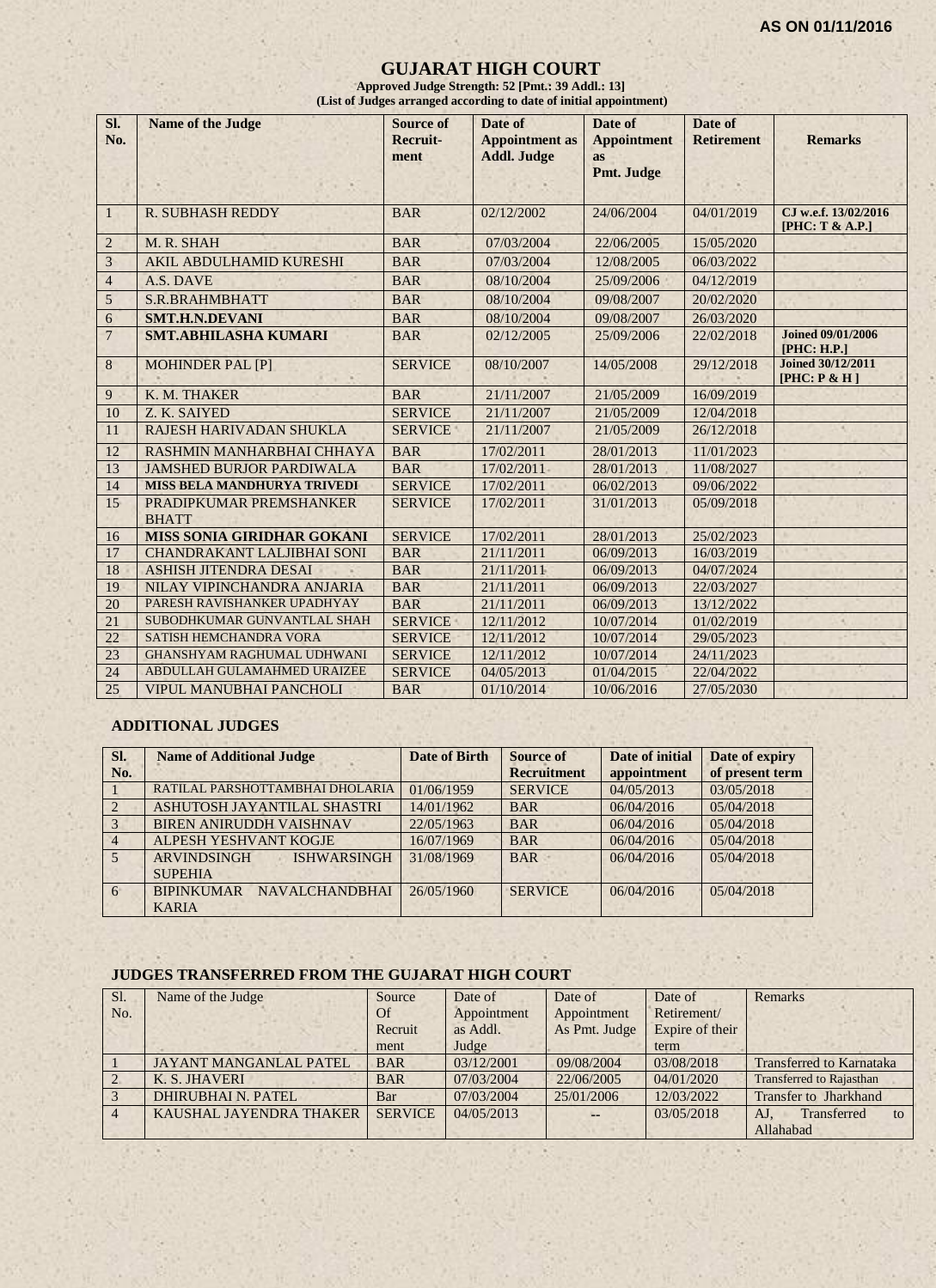AS ON 01/11/2016

# GUJARAT HIGH COURT

**Approved Judge Strength: 52 [Pmt.: 39 Addl.: 13]**
**(List of Judges arranged according to date of initial appointment)**

| Sl. No. | Name of the Judge | Source of Recruit-ment | Date of Appointment as Addl. Judge | Date of Appointment as Pmt. Judge | Date of Retirement | Remarks |
|---|---|---|---|---|---|---|
| 1 | R. SUBHASH REDDY | BAR | 02/12/2002 | 24/06/2004 | 04/01/2019 | CJ w.e.f. 13/02/2016 [PHC: T & A.P.] |
| 2 | M. R. SHAH | BAR | 07/03/2004 | 22/06/2005 | 15/05/2020 | |
| 3 | AKIL ABDULHAMID KURESHI | BAR | 07/03/2004 | 12/08/2005 | 06/03/2022 | |
| 4 | A.S. DAVE | BAR | 08/10/2004 | 25/09/2006 | 04/12/2019 | |
| 5 | S.R.BRAHMBHATT | BAR | 08/10/2004 | 09/08/2007 | 20/02/2020 | |
| 6 | **SMT.H.N.DEVANI** | BAR | 08/10/2004 | 09/08/2007 | 26/03/2020 | |
| 7 | **SMT.ABHILASHA KUMARI** | BAR | 02/12/2005 | 25/09/2006 | 22/02/2018 | Joined 09/01/2006 [PHC: H.P.] |
| 8 | MOHINDER PAL [P] | SERVICE | 08/10/2007 | 14/05/2008 | 29/12/2018 | Joined 30/12/2011 [PHC: P & H ] |
| 9 | K. M. THAKER | BAR | 21/11/2007 | 21/05/2009 | 16/09/2019 | |
| 10 | Z. K. SAIYED | SERVICE | 21/11/2007 | 21/05/2009 | 12/04/2018 | |
| 11 | RAJESH HARIVADAN SHUKLA | SERVICE | 21/11/2007 | 21/05/2009 | 26/12/2018 | |
| 12 | RASHMIN MANHARBHAI CHHAYA | BAR | 17/02/2011 | 28/01/2013 | 11/01/2023 | |
| 13 | JAMSHED BURJOR PARDIWALA | BAR | 17/02/2011 | 28/01/2013 | 11/08/2027 | |
| 14 | **MISS BELA MANDHURYA TRIVEDI** | SERVICE | 17/02/2011 | 06/02/2013 | 09/06/2022 | |
| 15 | PRADIPKUMAR PREMSHANKER BHATT | SERVICE | 17/02/2011 | 31/01/2013 | 05/09/2018 | |
| 16 | **MISS SONIA GIRIDHAR GOKANI** | SERVICE | 17/02/2011 | 28/01/2013 | 25/02/2023 | |
| 17 | CHANDRAKANT LALJIBHAI SONI | BAR | 21/11/2011 | 06/09/2013 | 16/03/2019 | |
| 18 | ASHISH JITENDRA DESAI | BAR | 21/11/2011 | 06/09/2013 | 04/07/2024 | |
| 19 | NILAY VIPINCHANDRA ANJARIA | BAR | 21/11/2011 | 06/09/2013 | 22/03/2027 | |
| 20 | PARESH RAVISHANKER UPADHYAY | BAR | 21/11/2011 | 06/09/2013 | 13/12/2022 | |
| 21 | SUBODHKUMAR GUNVANTLAL SHAH | SERVICE | 12/11/2012 | 10/07/2014 | 01/02/2019 | |
| 22 | SATISH HEMCHANDRA VORA | SERVICE | 12/11/2012 | 10/07/2014 | 29/05/2023 | |
| 23 | GHANSHYAM RAGHUMAL UDHWANI | SERVICE | 12/11/2012 | 10/07/2014 | 24/11/2023 | |
| 24 | ABDULLAH GULAMAHMED URAIZEE | SERVICE | 04/05/2013 | 01/04/2015 | 22/04/2022 | |
| 25 | VIPUL MANUBHAI PANCHOLI | BAR | 01/10/2014 | 10/06/2016 | 27/05/2030 | |

## ADDITIONAL JUDGES

| Sl. No. | Name of Additional Judge | Date of Birth | Source of Recruitment | Date of initial appointment | Date of expiry of present term |
|---|---|---|---|---|---|
| 1 | RATILAL PARSHOTTAMBHAI DHOLARIA | 01/06/1959 | SERVICE | 04/05/2013 | 03/05/2018 |
| 2 | ASHUTOSH JAYANTILAL SHASTRI | 14/01/1962 | BAR | 06/04/2016 | 05/04/2018 |
| 3 | BIREN ANIRUDDH VAISHNAV | 22/05/1963 | BAR | 06/04/2016 | 05/04/2018 |
| 4 | ALPESH YESHVANT KOGJE | 16/07/1969 | BAR | 06/04/2016 | 05/04/2018 |
| 5 | ARVINDSINGH ISHWARSINGH SUPEHIA | 31/08/1969 | BAR | 06/04/2016 | 05/04/2018 |
| 6 | BIPINKUMAR NAVALCHANDBHAI KARIA | 26/05/1960 | SERVICE | 06/04/2016 | 05/04/2018 |

## JUDGES TRANSFERRED FROM THE GUJARAT HIGH COURT

| Sl. No. | Name of the Judge | Source Of Recruitment | Date of Appointment as Addl. Judge | Date of Appointment As Pmt. Judge | Date of Retirement/ Expire of their term | Remarks |
|---|---|---|---|---|---|---|
| 1 | JAYANT MANGANLAL PATEL | BAR | 03/12/2001 | 09/08/2004 | 03/08/2018 | Transferred to Karnataka |
| 2 | K. S. JHAVERI | BAR | 07/03/2004 | 22/06/2005 | 04/01/2020 | Transferred to Rajasthan |
| 3 | DHIRUBHAI N. PATEL | Bar | 07/03/2004 | 25/01/2006 | 12/03/2022 | Transfer to Jharkhand |
| 4 | KAUSHAL JAYENDRA THAKER | SERVICE | 04/05/2013 | -- | 03/05/2018 | AJ, Transferred to Allahabad |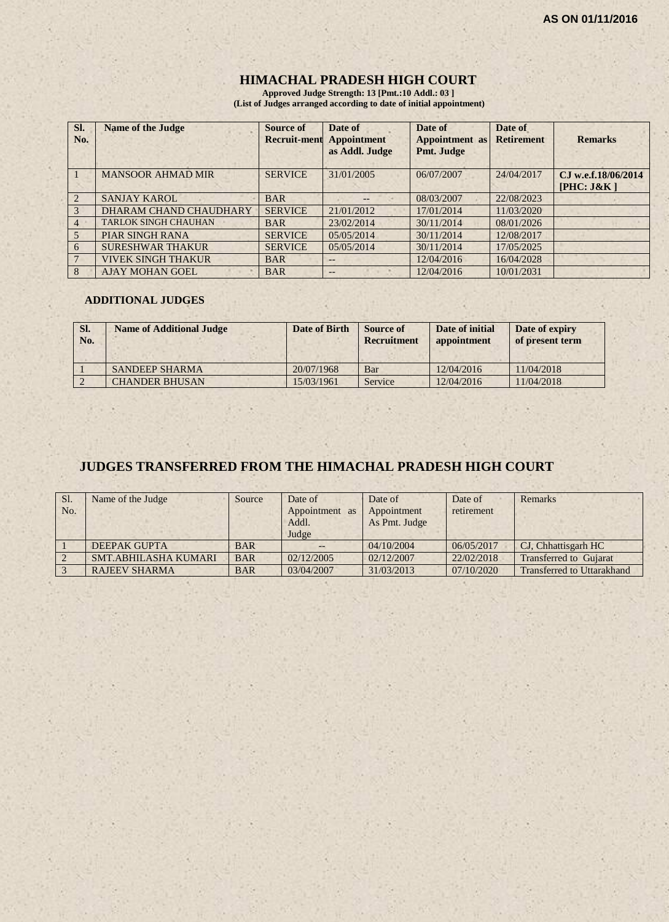**AS ON 01/11/2016**

# HIMACHAL PRADESH HIGH COURT

**Approved Judge Strength: 13 [Pmt.:10 Addl.: 03 ]**
**(List of Judges arranged according to date of initial appointment)**

| Sl. No. | Name of the Judge | Source of Recruit-ment | Date of Appointment as Addl. Judge | Date of Appointment as Pmt. Judge | Date of Retirement | Remarks |
|---|---|---|---|---|---|---|
| 1 | MANSOOR AHMAD MIR | SERVICE | 31/01/2005 | 06/07/2007 | 24/04/2017 | CJ w.e.f.18/06/2014 [PHC: J&K ] |
| 2 | SANJAY KAROL | BAR | -- | 08/03/2007 | 22/08/2023 | |
| 3 | DHARAM CHAND CHAUDHARY | SERVICE | 21/01/2012 | 17/01/2014 | 11/03/2020 | |
| 4 | TARLOK SINGH CHAUHAN | BAR | 23/02/2014 | 30/11/2014 | 08/01/2026 | |
| 5 | PIAR SINGH RANA | SERVICE | 05/05/2014 | 30/11/2014 | 12/08/2017 | |
| 6 | SURESHWAR THAKUR | SERVICE | 05/05/2014 | 30/11/2014 | 17/05/2025 | |
| 7 | VIVEK SINGH THAKUR | BAR | -- | 12/04/2016 | 16/04/2028 | |
| 8 | AJAY MOHAN GOEL | BAR | -- | 12/04/2016 | 10/01/2031 | |

## ADDITIONAL JUDGES

| Sl. No. | Name of Additional Judge | Date of Birth | Source of Recruitment | Date of initial appointment | Date of expiry of present term |
|---|---|---|---|---|---|
| 1 | SANDEEP SHARMA | 20/07/1968 | Bar | 12/04/2016 | 11/04/2018 |
| 2 | CHANDER BHUSAN | 15/03/1961 | Service | 12/04/2016 | 11/04/2018 |

## JUDGES TRANSFERRED FROM THE HIMACHAL PRADESH HIGH COURT

| Sl. No. | Name of the Judge | Source | Date of Appointment as Addl. Judge | Date of Appointment As Pmt. Judge | Date of retirement | Remarks |
|---|---|---|---|---|---|---|
| 1 | DEEPAK GUPTA | BAR | -- | 04/10/2004 | 06/05/2017 | CJ, Chhattisgarh HC |
| 2 | SMT.ABHILASHA KUMARI | BAR | 02/12/2005 | 02/12/2007 | 22/02/2018 | Transferred to Gujarat |
| 3 | RAJEEV SHARMA | BAR | 03/04/2007 | 31/03/2013 | 07/10/2020 | Transferred to Uttarakhand |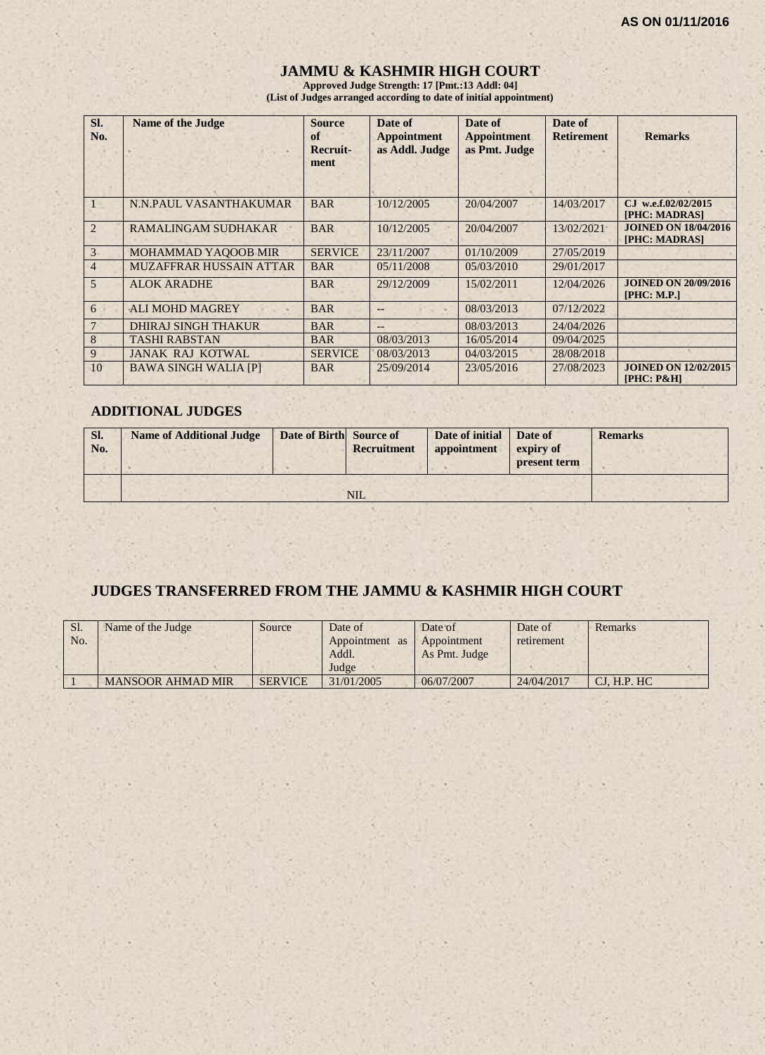AS ON 01/11/2016

# JAMMU & KASHMIR HIGH COURT

**Approved Judge Strength: 17 [Pmt.:13 Addl: 04]**
**(List of Judges arranged according to date of initial appointment)**

| Sl. No. | Name of the Judge | Source of Recruit-ment | Date of Appointment as Addl. Judge | Date of Appointment as Pmt. Judge | Date of Retirement | Remarks |
|---|---|---|---|---|---|---|
| 1 | N.N.PAUL VASANTHAKUMAR | BAR | 10/12/2005 | 20/04/2007 | 14/03/2017 | CJ w.e.f.02/02/2015 [PHC: MADRAS] |
| 2 | RAMALINGAM SUDHAKAR | BAR | 10/12/2005 | 20/04/2007 | 13/02/2021 | **JOINED ON 18/04/2016 [PHC: MADRAS]** |
| 3 | MOHAMMAD YAQOOB MIR | SERVICE | 23/11/2007 | 01/10/2009 | 27/05/2019 | |
| 4 | MUZAFFRAR HUSSAIN ATTAR | BAR | 05/11/2008 | 05/03/2010 | 29/01/2017 | |
| 5 | ALOK ARADHE | BAR | 29/12/2009 | 15/02/2011 | 12/04/2026 | **JOINED ON 20/09/2016 [PHC: M.P.]** |
| 6 | ALI MOHD MAGREY | BAR | -- | 08/03/2013 | 07/12/2022 | |
| 7 | DHIRAJ SINGH THAKUR | BAR | -- | 08/03/2013 | 24/04/2026 | |
| 8 | TASHI RABSTAN | BAR | 08/03/2013 | 16/05/2014 | 09/04/2025 | |
| 9 | JANAK RAJ KOTWAL | SERVICE | 08/03/2013 | 04/03/2015 | 28/08/2018 | |
| 10 | BAWA SINGH WALIA [P] | BAR | 25/09/2014 | 23/05/2016 | 27/08/2023 | **JOINED ON 12/02/2015 [PHC: P&H]** |

## ADDITIONAL JUDGES

| Sl. No. | Name of Additional Judge | Date of Birth | Source of Recruitment | Date of initial appointment | Date of expiry of present term | Remarks |
|---|---|---|---|---|---|---|
| | | | NIL | | | |

## JUDGES TRANSFERRED FROM THE JAMMU & KASHMIR HIGH COURT

| Sl. No. | Name of the Judge | Source | Date of Appointment as Addl. Judge | Date of Appointment As Pmt. Judge | Date of retirement | Remarks |
|---|---|---|---|---|---|---|
| 1 | MANSOOR AHMAD MIR | SERVICE | 31/01/2005 | 06/07/2007 | 24/04/2017 | CJ, H.P. HC |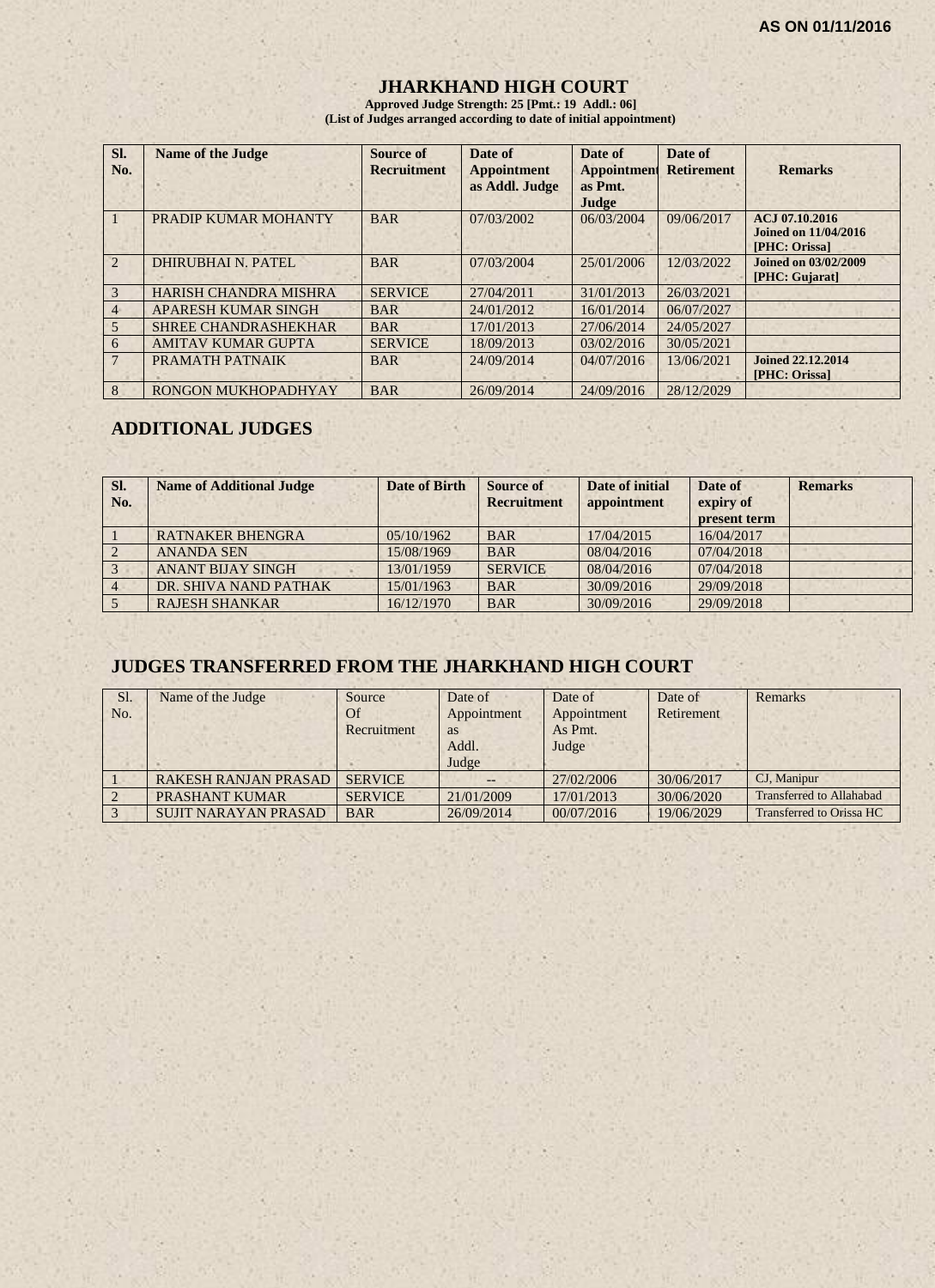AS ON 01/11/2016

# JHARKHAND HIGH COURT

**Approved Judge Strength: 25 [Pmt.: 19 Addl.: 06]**
**(List of Judges arranged according to date of initial appointment)**

| Sl. No. | Name of the Judge | Source of Recruitment | Date of Appointment as Addl. Judge | Date of Appointment as Pmt. Judge | Date of Retirement | Remarks |
|---|---|---|---|---|---|---|
| 1 | PRADIP KUMAR MOHANTY | BAR | 07/03/2002 | 06/03/2004 | 09/06/2017 | ACJ 07.10.2016 Joined on 11/04/2016 [PHC: Orissa] |
| 2 | DHIRUBHAI N. PATEL | BAR | 07/03/2004 | 25/01/2006 | 12/03/2022 | Joined on 03/02/2009 [PHC: Gujarat] |
| 3 | HARISH CHANDRA MISHRA | SERVICE | 27/04/2011 | 31/01/2013 | 26/03/2021 | |
| 4 | APARESH KUMAR SINGH | BAR | 24/01/2012 | 16/01/2014 | 06/07/2027 | |
| 5 | SHREE CHANDRASHEKHAR | BAR | 17/01/2013 | 27/06/2014 | 24/05/2027 | |
| 6 | AMITAV KUMAR GUPTA | SERVICE | 18/09/2013 | 03/02/2016 | 30/05/2021 | |
| 7 | PRAMATH PATNAIK | BAR | 24/09/2014 | 04/07/2016 | 13/06/2021 | Joined 22.12.2014 [PHC: Orissa] |
| 8 | RONGON MUKHOPADHYAY | BAR | 26/09/2014 | 24/09/2016 | 28/12/2029 | |

## ADDITIONAL JUDGES

| Sl. No. | Name of Additional Judge | Date of Birth | Source of Recruitment | Date of initial appointment | Date of expiry of present term | Remarks |
|---|---|---|---|---|---|---|
| 1 | RATNAKER BHENGRA | 05/10/1962 | BAR | 17/04/2015 | 16/04/2017 | |
| 2 | ANANDA SEN | 15/08/1969 | BAR | 08/04/2016 | 07/04/2018 | |
| 3 | ANANT BIJAY SINGH | 13/01/1959 | SERVICE | 08/04/2016 | 07/04/2018 | |
| 4 | DR. SHIVA NAND PATHAK | 15/01/1963 | BAR | 30/09/2016 | 29/09/2018 | |
| 5 | RAJESH SHANKAR | 16/12/1970 | BAR | 30/09/2016 | 29/09/2018 | |

## JUDGES TRANSFERRED FROM THE JHARKHAND HIGH COURT

| Sl. No. | Name of the Judge | Source Of Recruitment | Date of Appointment as Addl. Judge | Date of Appointment As Pmt. Judge | Date of Retirement | Remarks |
|---|---|---|---|---|---|---|
| 1 | RAKESH RANJAN PRASAD | SERVICE | -- | 27/02/2006 | 30/06/2017 | CJ, Manipur |
| 2 | PRASHANT KUMAR | SERVICE | 21/01/2009 | 17/01/2013 | 30/06/2020 | Transferred to Allahabad |
| 3 | SUJIT NARAYAN PRASAD | BAR | 26/09/2014 | 00/07/2016 | 19/06/2029 | Transferred to Orissa HC |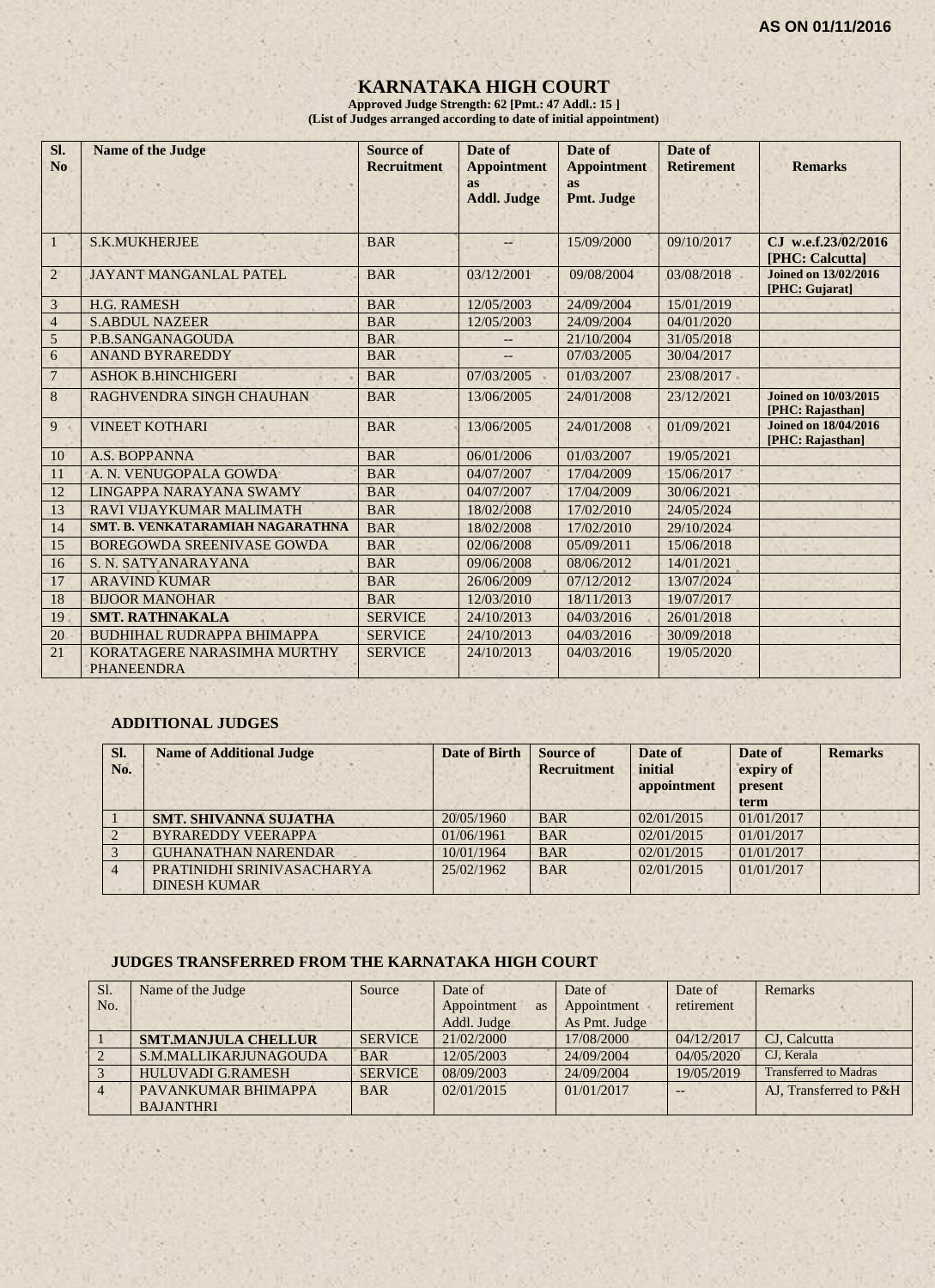AS ON 01/11/2016

# KARNATAKA HIGH COURT

**Approved Judge Strength: 62 [Pmt.: 47 Addl.: 15 ]**
**(List of Judges arranged according to date of initial appointment)**

| Sl. No | Name of the Judge | Source of Recruitment | Date of Appointment as Addl. Judge | Date of Appointment as Pmt. Judge | Date of Retirement | Remarks |
|---|---|---|---|---|---|---|
| 1 | S.K.MUKHERJEE | BAR | -- | 15/09/2000 | 09/10/2017 | **CJ w.e.f.23/02/2016 [PHC: Calcutta]** |
| 2 | JAYANT MANGANLAL PATEL | BAR | 03/12/2001 | 09/08/2004 | 03/08/2018 | **Joined on 13/02/2016 [PHC: Gujarat]** |
| 3 | H.G. RAMESH | BAR | 12/05/2003 | 24/09/2004 | 15/01/2019 | |
| 4 | S.ABDUL NAZEER | BAR | 12/05/2003 | 24/09/2004 | 04/01/2020 | |
| 5 | P.B.SANGANAGOUDA | BAR | -- | 21/10/2004 | 31/05/2018 | |
| 6 | ANAND BYRAREDDY | BAR | -- | 07/03/2005 | 30/04/2017 | |
| 7 | ASHOK B.HINCHIGERI | BAR | 07/03/2005 | 01/03/2007 | 23/08/2017 | |
| 8 | RAGHVENDRA SINGH CHAUHAN | BAR | 13/06/2005 | 24/01/2008 | 23/12/2021 | **Joined on 10/03/2015 [PHC: Rajasthan]** |
| 9 | VINEET KOTHARI | BAR | 13/06/2005 | 24/01/2008 | 01/09/2021 | **Joined on 18/04/2016 [PHC: Rajasthan]** |
| 10 | A.S. BOPPANNA | BAR | 06/01/2006 | 01/03/2007 | 19/05/2021 | |
| 11 | A. N. VENUGOPALA GOWDA | BAR | 04/07/2007 | 17/04/2009 | 15/06/2017 | |
| 12 | LINGAPPA NARAYANA SWAMY | BAR | 04/07/2007 | 17/04/2009 | 30/06/2021 | |
| 13 | RAVI VIJAYKUMAR MALIMATH | BAR | 18/02/2008 | 17/02/2010 | 24/05/2024 | |
| 14 | **SMT. B. VENKATARAMIAH NAGARATHNA** | BAR | 18/02/2008 | 17/02/2010 | 29/10/2024 | |
| 15 | BOREGOWDA SREENIVASE GOWDA | BAR | 02/06/2008 | 05/09/2011 | 15/06/2018 | |
| 16 | S. N. SATYANARAYANA | BAR | 09/06/2008 | 08/06/2012 | 14/01/2021 | |
| 17 | ARAVIND KUMAR | BAR | 26/06/2009 | 07/12/2012 | 13/07/2024 | |
| 18 | BIJOOR MANOHAR | BAR | 12/03/2010 | 18/11/2013 | 19/07/2017 | |
| 19 | **SMT. RATHNAKALA** | SERVICE | 24/10/2013 | 04/03/2016 | 26/01/2018 | |
| 20 | BUDHIHAL RUDRAPPA BHIMAPPA | SERVICE | 24/10/2013 | 04/03/2016 | 30/09/2018 | |
| 21 | KORATAGERE NARASIMHA MURTHY PHANEENDRA | SERVICE | 24/10/2013 | 04/03/2016 | 19/05/2020 | |

### ADDITIONAL JUDGES

| Sl. No. | Name of Additional Judge | Date of Birth | Source of Recruitment | Date of initial appointment | Date of expiry of present term | Remarks |
|---|---|---|---|---|---|---|
| 1 | **SMT. SHIVANNA SUJATHA** | 20/05/1960 | BAR | 02/01/2015 | 01/01/2017 | |
| 2 | BYRAREDDY VEERAPPA | 01/06/1961 | BAR | 02/01/2015 | 01/01/2017 | |
| 3 | GUHANATHAN NARENDAR | 10/01/1964 | BAR | 02/01/2015 | 01/01/2017 | |
| 4 | PRATINIDHI SRINIVASACHARYA DINESH KUMAR | 25/02/1962 | BAR | 02/01/2015 | 01/01/2017 | |

### JUDGES TRANSFERRED FROM THE KARNATAKA HIGH COURT

| Sl. No. | Name of the Judge | Source | Date of Appointment as Addl. Judge | Date of Appointment As Pmt. Judge | Date of retirement | Remarks |
|---|---|---|---|---|---|---|
| 1 | **SMT.MANJULA CHELLUR** | SERVICE | 21/02/2000 | 17/08/2000 | 04/12/2017 | CJ, Calcutta |
| 2 | S.M.MALLIKARJUNAGOUDA | BAR | 12/05/2003 | 24/09/2004 | 04/05/2020 | CJ, Kerala |
| 3 | HULUVADI G.RAMESH | SERVICE | 08/09/2003 | 24/09/2004 | 19/05/2019 | Transferred to Madras |
| 4 | PAVANKUMAR BHIMAPPA BAJANTHRI | BAR | 02/01/2015 | 01/01/2017 | -- | AJ, Transferred to P&H |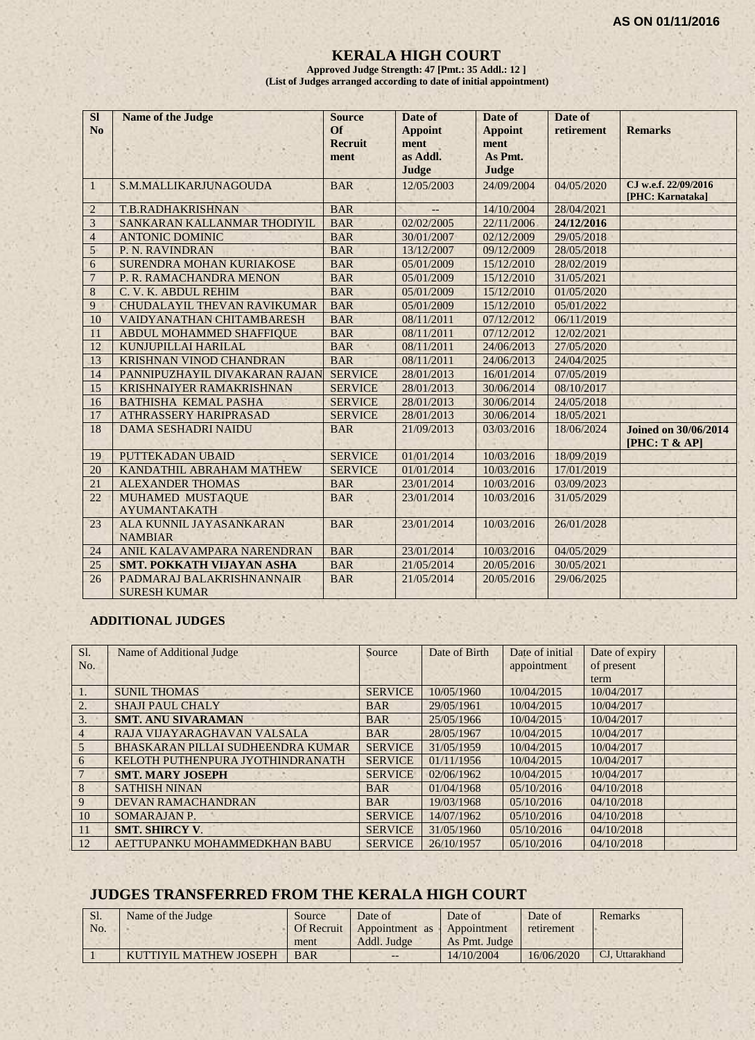**AS ON 01/11/2016**

# KERALA HIGH COURT

**Approved Judge Strength: 47 [Pmt.: 35 Addl.: 12 ]**
**(List of Judges arranged according to date of initial appointment)**

| Sl No | Name of the Judge | Source Of Recruit ment | Date of Appoint ment as Addl. Judge | Date of Appoint ment As Pmt. Judge | Date of retirement | Remarks |
|---|---|---|---|---|---|---|
| 1 | S.M.MALLIKARJUNAGOUDA | BAR | 12/05/2003 | 24/09/2004 | 04/05/2020 | **CJ w.e.f. 22/09/2016 [PHC: Karnataka]** |
| 2 | T.B.RADHAKRISHNAN | BAR | -- | 14/10/2004 | 28/04/2021 | |
| 3 | SANKARAN KALLANMAR THODIYIL | BAR | 02/02/2005 | 22/11/2006 | **24/12/2016** | |
| 4 | ANTONIC DOMINIC | BAR | 30/01/2007 | 02/12/2009 | 29/05/2018 | |
| 5 | P. N. RAVINDRAN | BAR | 13/12/2007 | 09/12/2009 | 28/05/2018 | |
| 6 | SURENDRA MOHAN KURIAKOSE | BAR | 05/01/2009 | 15/12/2010 | 28/02/2019 | |
| 7 | P. R. RAMACHANDRA MENON | BAR | 05/01/2009 | 15/12/2010 | 31/05/2021 | |
| 8 | C. V. K. ABDUL REHIM | BAR | 05/01/2009 | 15/12/2010 | 01/05/2020 | |
| 9 | CHUDALAYIL THEVAN RAVIKUMAR | BAR | 05/01/2009 | 15/12/2010 | 05/01/2022 | |
| 10 | VAIDYANATHAN CHITAMBARESH | BAR | 08/11/2011 | 07/12/2012 | 06/11/2019 | |
| 11 | ABDUL MOHAMMED SHAFFIQUE | BAR | 08/11/2011 | 07/12/2012 | 12/02/2021 | |
| 12 | KUNJUPILLAI HARILAL | BAR | 08/11/2011 | 24/06/2013 | 27/05/2020 | |
| 13 | KRISHNAN VINOD CHANDRAN | BAR | 08/11/2011 | 24/06/2013 | 24/04/2025 | |
| 14 | PANNIPUZHAYIL DIVAKARAN RAJAN | SERVICE | 28/01/2013 | 16/01/2014 | 07/05/2019 | |
| 15 | KRISHNAIYER RAMAKRISHNAN | SERVICE | 28/01/2013 | 30/06/2014 | 08/10/2017 | |
| 16 | BATHISHA KEMAL PASHA | SERVICE | 28/01/2013 | 30/06/2014 | 24/05/2018 | |
| 17 | ATHRASSERY HARIPRASAD | SERVICE | 28/01/2013 | 30/06/2014 | 18/05/2021 | |
| 18 | DAMA SESHADRI NAIDU | BAR | 21/09/2013 | 03/03/2016 | 18/06/2024 | **Joined on 30/06/2014 [PHC: T & AP]** |
| 19 | PUTTEKADAN UBAID | SERVICE | 01/01/2014 | 10/03/2016 | 18/09/2019 | |
| 20 | KANDATHIL ABRAHAM MATHEW | SERVICE | 01/01/2014 | 10/03/2016 | 17/01/2019 | |
| 21 | ALEXANDER THOMAS | BAR | 23/01/2014 | 10/03/2016 | 03/09/2023 | |
| 22 | MUHAMED MUSTAQUE AYUMANTAKATH | BAR | 23/01/2014 | 10/03/2016 | 31/05/2029 | |
| 23 | ALA KUNNIL JAYASANKARAN NAMBIAR | BAR | 23/01/2014 | 10/03/2016 | 26/01/2028 | |
| 24 | ANIL KALAVAMPARA NARENDRAN | BAR | 23/01/2014 | 10/03/2016 | 04/05/2029 | |
| 25 | **SMT. POKKATH VIJAYAN ASHA** | BAR | 21/05/2014 | 20/05/2016 | 30/05/2021 | |
| 26 | PADMARAJ BALAKRISHNANNAIR SURESH KUMAR | BAR | 21/05/2014 | 20/05/2016 | 29/06/2025 | |

## ADDITIONAL JUDGES

| Sl. No. | Name of Additional Judge | Source | Date of Birth | Date of initial appointment | Date of expiry of present term | |
|---|---|---|---|---|---|---|
| 1. | SUNIL THOMAS | SERVICE | 10/05/1960 | 10/04/2015 | 10/04/2017 | |
| 2. | SHAJI PAUL CHALY | BAR | 29/05/1961 | 10/04/2015 | 10/04/2017 | |
| 3. | **SMT. ANU SIVARAMAN** | BAR | 25/05/1966 | 10/04/2015 | 10/04/2017 | |
| 4 | RAJA VIJAYARAGHAVAN VALSALA | BAR | 28/05/1967 | 10/04/2015 | 10/04/2017 | |
| 5 | BHASKARAN PILLAI SUDHEENDRA KUMAR | SERVICE | 31/05/1959 | 10/04/2015 | 10/04/2017 | |
| 6 | KELOTH PUTHENPURA JYOTHINDRANATH | SERVICE | 01/11/1956 | 10/04/2015 | 10/04/2017 | |
| 7 | **SMT. MARY JOSEPH** | SERVICE | 02/06/1962 | 10/04/2015 | 10/04/2017 | |
| 8 | SATHISH NINAN | BAR | 01/04/1968 | 05/10/2016 | 04/10/2018 | |
| 9 | DEVAN RAMACHANDRAN | BAR | 19/03/1968 | 05/10/2016 | 04/10/2018 | |
| 10 | SOMARAJAN P. | SERVICE | 14/07/1962 | 05/10/2016 | 04/10/2018 | |
| 11 | **SMT. SHIRCY V.** | SERVICE | 31/05/1960 | 05/10/2016 | 04/10/2018 | |
| 12 | AETTUPANKU MOHAMMEDKHAN BABU | SERVICE | 26/10/1957 | 05/10/2016 | 04/10/2018 | |

## JUDGES TRANSFERRED FROM THE KERALA HIGH COURT

| Sl. No. | Name of the Judge | Source Of Recruit ment | Date of Appointment as Addl. Judge | Date of Appointment As Pmt. Judge | Date of retirement | Remarks |
|---|---|---|---|---|---|---|
| 1 | KUTTIYIL MATHEW JOSEPH | BAR | -- | 14/10/2004 | 16/06/2020 | CJ, Uttarakhand |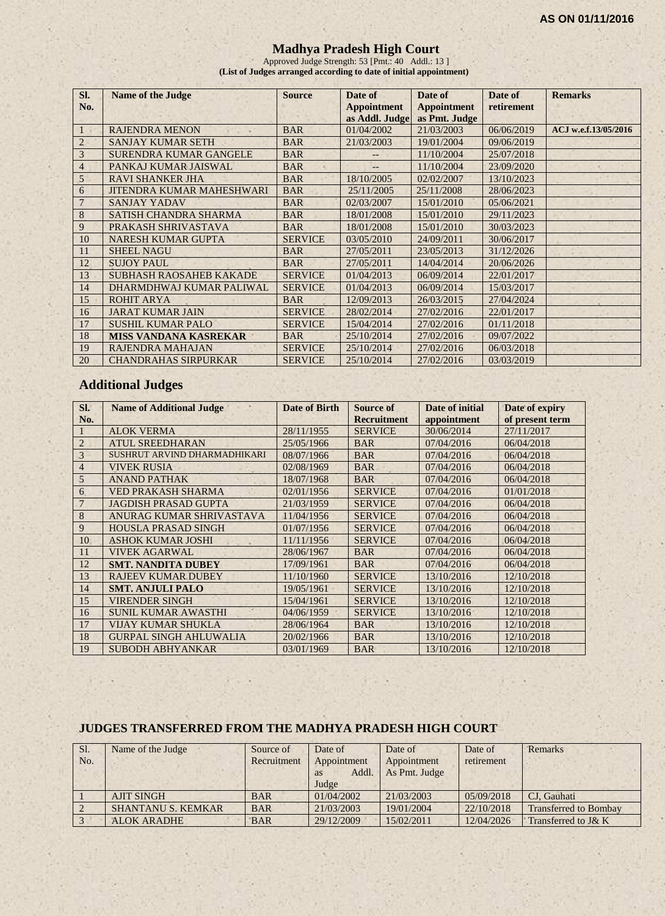AS ON 01/11/2016

# Madhya Pradesh High Court

Approved Judge Strength: 53 [Pmt.: 40 Addl.: 13 ]

**(List of Judges arranged according to date of initial appointment)**

| Sl. No. | Name of the Judge | Source | Date of Appointment as Addl. Judge | Date of Appointment as Pmt. Judge | Date of retirement | Remarks |
|---|---|---|---|---|---|---|
| 1 | RAJENDRA MENON | BAR | 01/04/2002 | 21/03/2003 | 06/06/2019 | **ACJ w.e.f.13/05/2016** |
| 2 | SANJAY KUMAR SETH | BAR | 21/03/2003 | 19/01/2004 | 09/06/2019 | |
| 3 | SURENDRA KUMAR GANGELE | BAR | -- | 11/10/2004 | 25/07/2018 | |
| 4 | PANKAJ KUMAR JAISWAL | BAR | -- | 11/10/2004 | 23/09/2020 | |
| 5 | RAVI SHANKER JHA | BAR | 18/10/2005 | 02/02/2007 | 13/10/2023 | |
| 6 | JITENDRA KUMAR MAHESHWARI | BAR | 25/11/2005 | 25/11/2008 | 28/06/2023 | |
| 7 | SANJAY YADAV | BAR | 02/03/2007 | 15/01/2010 | 05/06/2021 | |
| 8 | SATISH CHANDRA SHARMA | BAR | 18/01/2008 | 15/01/2010 | 29/11/2023 | |
| 9 | PRAKASH SHRIVASTAVA | BAR | 18/01/2008 | 15/01/2010 | 30/03/2023 | |
| 10 | NARESH KUMAR GUPTA | SERVICE | 03/05/2010 | 24/09/2011 | 30/06/2017 | |
| 11 | SHEEL NAGU | BAR | 27/05/2011 | 23/05/2013 | 31/12/2026 | |
| 12 | SUJOY PAUL | BAR | 27/05/2011 | 14/04/2014 | 20/06/2026 | |
| 13 | SUBHASH RAOSAHEB KAKADE | SERVICE | 01/04/2013 | 06/09/2014 | 22/01/2017 | |
| 14 | DHARMDHWAJ KUMAR PALIWAL | SERVICE | 01/04/2013 | 06/09/2014 | 15/03/2017 | |
| 15 | ROHIT ARYA | BAR | 12/09/2013 | 26/03/2015 | 27/04/2024 | |
| 16 | JARAT KUMAR JAIN | SERVICE | 28/02/2014 | 27/02/2016 | 22/01/2017 | |
| 17 | SUSHIL KUMAR PALO | SERVICE | 15/04/2014 | 27/02/2016 | 01/11/2018 | |
| 18 | **MISS VANDANA KASREKAR** | BAR | 25/10/2014 | 27/02/2016 | 09/07/2022 | |
| 19 | RAJENDRA MAHAJAN | SERVICE | 25/10/2014 | 27/02/2016 | 06/03/2018 | |
| 20 | CHANDRAHAS SIRPURKAR | SERVICE | 25/10/2014 | 27/02/2016 | 03/03/2019 | |

## Additional Judges

| Sl. No. | Name of Additional Judge | Date of Birth | Source of Recruitment | Date of initial appointment | Date of expiry of present term |
|---|---|---|---|---|---|
| 1 | ALOK VERMA | 28/11/1955 | SERVICE | 30/06/2014 | 27/11/2017 |
| 2 | ATUL SREEDHARAN | 25/05/1966 | BAR | 07/04/2016 | 06/04/2018 |
| 3 | SUSHRUT ARVIND DHARMADHIKARI | 08/07/1966 | BAR | 07/04/2016 | 06/04/2018 |
| 4 | VIVEK RUSIA | 02/08/1969 | BAR | 07/04/2016 | 06/04/2018 |
| 5 | ANAND PATHAK | 18/07/1968 | BAR | 07/04/2016 | 06/04/2018 |
| 6 | VED PRAKASH SHARMA | 02/01/1956 | SERVICE | 07/04/2016 | 01/01/2018 |
| 7 | JAGDISH PRASAD GUPTA | 21/03/1959 | SERVICE | 07/04/2016 | 06/04/2018 |
| 8 | ANURAG KUMAR SHRIVASTAVA | 11/04/1956 | SERVICE | 07/04/2016 | 06/04/2018 |
| 9 | HOUSLA PRASAD SINGH | 01/07/1956 | SERVICE | 07/04/2016 | 06/04/2018 |
| 10 | ASHOK KUMAR JOSHI | 11/11/1956 | SERVICE | 07/04/2016 | 06/04/2018 |
| 11 | VIVEK AGARWAL | 28/06/1967 | BAR | 07/04/2016 | 06/04/2018 |
| 12 | **SMT. NANDITA DUBEY** | 17/09/1961 | BAR | 07/04/2016 | 06/04/2018 |
| 13 | RAJEEV KUMAR DUBEY | 11/10/1960 | SERVICE | 13/10/2016 | 12/10/2018 |
| 14 | **SMT. ANJULI PALO** | 19/05/1961 | SERVICE | 13/10/2016 | 12/10/2018 |
| 15 | VIRENDER SINGH | 15/04/1961 | SERVICE | 13/10/2016 | 12/10/2018 |
| 16 | SUNIL KUMAR AWASTHI | 04/06/1959 | SERVICE | 13/10/2016 | 12/10/2018 |
| 17 | VIJAY KUMAR SHUKLA | 28/06/1964 | BAR | 13/10/2016 | 12/10/2018 |
| 18 | GURPAL SINGH AHLUWALIA | 20/02/1966 | BAR | 13/10/2016 | 12/10/2018 |
| 19 | SUBODH ABHYANKAR | 03/01/1969 | BAR | 13/10/2016 | 12/10/2018 |

## JUDGES TRANSFERRED FROM THE MADHYA PRADESH HIGH COURT

| Sl. No. | Name of the Judge | Source of Recruitment | Date of Appointment as Addl. Judge | Date of Appointment As Pmt. Judge | Date of retirement | Remarks |
|---|---|---|---|---|---|---|
| 1 | AJIT SINGH | BAR | 01/04/2002 | 21/03/2003 | 05/09/2018 | CJ, Gauhati |
| 2 | SHANTANU S. KEMKAR | BAR | 21/03/2003 | 19/01/2004 | 22/10/2018 | Transferred to Bombay |
| 3 | ALOK ARADHE | BAR | 29/12/2009 | 15/02/2011 | 12/04/2026 | Transferred to J& K |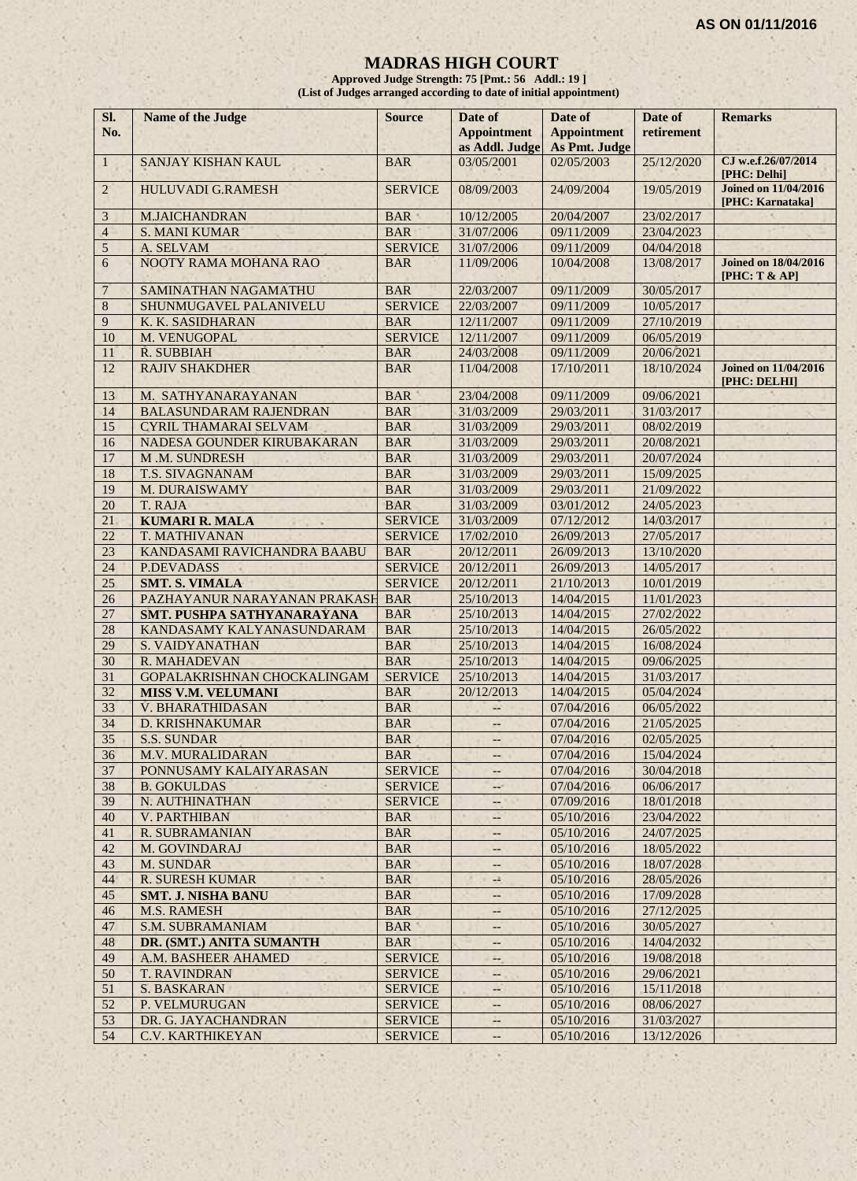AS ON 01/11/2016

# MADRAS HIGH COURT

**Approved Judge Strength: 75 [Pmt.: 56 Addl.: 19 ]**
**(List of Judges arranged according to date of initial appointment)**

| Sl. No. | Name of the Judge | Source | Date of Appointment as Addl. Judge | Date of Appointment As Pmt. Judge | Date of retirement | Remarks |
|---|---|---|---|---|---|---|
| 1 | SANJAY KISHAN KAUL | BAR | 03/05/2001 | 02/05/2003 | 25/12/2020 | **CJ w.e.f.26/07/2014 [PHC: Delhi]** |
| 2 | HULUVADI G.RAMESH | SERVICE | 08/09/2003 | 24/09/2004 | 19/05/2019 | **Joined on 11/04/2016 [PHC: Karnataka]** |
| 3 | M.JAICHANDRAN | BAR | 10/12/2005 | 20/04/2007 | 23/02/2017 | |
| 4 | S. MANI KUMAR | BAR | 31/07/2006 | 09/11/2009 | 23/04/2023 | |
| 5 | A. SELVAM | SERVICE | 31/07/2006 | 09/11/2009 | 04/04/2018 | |
| 6 | NOOTY RAMA MOHANA RAO | BAR | 11/09/2006 | 10/04/2008 | 13/08/2017 | **Joined on 18/04/2016 [PHC: T & AP]** |
| 7 | SAMINATHAN NAGAMATHU | BAR | 22/03/2007 | 09/11/2009 | 30/05/2017 | |
| 8 | SHUNMUGAVEL PALANIVELU | SERVICE | 22/03/2007 | 09/11/2009 | 10/05/2017 | |
| 9 | K. K. SASIDHARAN | BAR | 12/11/2007 | 09/11/2009 | 27/10/2019 | |
| 10 | M. VENUGOPAL | SERVICE | 12/11/2007 | 09/11/2009 | 06/05/2019 | |
| 11 | R. SUBBIAH | BAR | 24/03/2008 | 09/11/2009 | 20/06/2021 | |
| 12 | RAJIV SHAKDHER | BAR | 11/04/2008 | 17/10/2011 | 18/10/2024 | **Joined on 11/04/2016 [PHC: DELHI]** |
| 13 | M. SATHYANARAYANAN | BAR | 23/04/2008 | 09/11/2009 | 09/06/2021 | |
| 14 | BALASUNDARAM RAJENDRAN | BAR | 31/03/2009 | 29/03/2011 | 31/03/2017 | |
| 15 | CYRIL THAMARAI SELVAM | BAR | 31/03/2009 | 29/03/2011 | 08/02/2019 | |
| 16 | NADESA GOUNDER KIRUBAKARAN | BAR | 31/03/2009 | 29/03/2011 | 20/08/2021 | |
| 17 | M .M. SUNDRESH | BAR | 31/03/2009 | 29/03/2011 | 20/07/2024 | |
| 18 | T.S. SIVAGNANAM | BAR | 31/03/2009 | 29/03/2011 | 15/09/2025 | |
| 19 | M. DURAISWAMY | BAR | 31/03/2009 | 29/03/2011 | 21/09/2022 | |
| 20 | T. RAJA | BAR | 31/03/2009 | 03/01/2012 | 24/05/2023 | |
| 21 | **KUMARI R. MALA** | SERVICE | 31/03/2009 | 07/12/2012 | 14/03/2017 | |
| 22 | T. MATHIVANAN | SERVICE | 17/02/2010 | 26/09/2013 | 27/05/2017 | |
| 23 | KANDASAMI RAVICHANDRA BAABU | BAR | 20/12/2011 | 26/09/2013 | 13/10/2020 | |
| 24 | P.DEVADASS | SERVICE | 20/12/2011 | 26/09/2013 | 14/05/2017 | |
| 25 | **SMT. S. VIMALA** | SERVICE | 20/12/2011 | 21/10/2013 | 10/01/2019 | |
| 26 | PAZHAYANUR NARAYANAN PRAKASH | BAR | 25/10/2013 | 14/04/2015 | 11/01/2023 | |
| 27 | **SMT. PUSHPA SATHYANARAYANA** | BAR | 25/10/2013 | 14/04/2015 | 27/02/2022 | |
| 28 | KANDASAMY KALYANASUNDARAM | BAR | 25/10/2013 | 14/04/2015 | 26/05/2022 | |
| 29 | S. VAIDYANATHAN | BAR | 25/10/2013 | 14/04/2015 | 16/08/2024 | |
| 30 | R. MAHADEVAN | BAR | 25/10/2013 | 14/04/2015 | 09/06/2025 | |
| 31 | GOPALAKRISHNAN CHOCKALINGAM | SERVICE | 25/10/2013 | 14/04/2015 | 31/03/2017 | |
| 32 | **MISS V.M. VELUMANI** | BAR | 20/12/2013 | 14/04/2015 | 05/04/2024 | |
| 33 | V. BHARATHIDASAN | BAR | -- | 07/04/2016 | 06/05/2022 | |
| 34 | D. KRISHNAKUMAR | BAR | -- | 07/04/2016 | 21/05/2025 | |
| 35 | S.S. SUNDAR | BAR | -- | 07/04/2016 | 02/05/2025 | |
| 36 | M.V. MURALIDARAN | BAR | -- | 07/04/2016 | 15/04/2024 | |
| 37 | PONNUSAMY KALAIYARASAN | SERVICE | -- | 07/04/2016 | 30/04/2018 | |
| 38 | B. GOKULDAS | SERVICE | -- | 07/04/2016 | 06/06/2017 | |
| 39 | N. AUTHINATHAN | SERVICE | -- | 07/09/2016 | 18/01/2018 | |
| 40 | V. PARTHIBAN | BAR | -- | 05/10/2016 | 23/04/2022 | |
| 41 | R. SUBRAMANIAN | BAR | -- | 05/10/2016 | 24/07/2025 | |
| 42 | M. GOVINDARAJ | BAR | -- | 05/10/2016 | 18/05/2022 | |
| 43 | M. SUNDAR | BAR | -- | 05/10/2016 | 18/07/2028 | |
| 44 | R. SURESH KUMAR | BAR | -- | 05/10/2016 | 28/05/2026 | |
| 45 | **SMT. J. NISHA BANU** | BAR | -- | 05/10/2016 | 17/09/2028 | |
| 46 | M.S. RAMESH | BAR | -- | 05/10/2016 | 27/12/2025 | |
| 47 | S.M. SUBRAMANIAM | BAR | -- | 05/10/2016 | 30/05/2027 | |
| 48 | **DR. (SMT.) ANITA SUMANTH** | BAR | -- | 05/10/2016 | 14/04/2032 | |
| 49 | A.M. BASHEER AHAMED | SERVICE | -- | 05/10/2016 | 19/08/2018 | |
| 50 | T. RAVINDRAN | SERVICE | -- | 05/10/2016 | 29/06/2021 | |
| 51 | S. BASKARAN | SERVICE | -- | 05/10/2016 | 15/11/2018 | |
| 52 | P. VELMURUGAN | SERVICE | -- | 05/10/2016 | 08/06/2027 | |
| 53 | DR. G. JAYACHANDRAN | SERVICE | -- | 05/10/2016 | 31/03/2027 | |
| 54 | C.V. KARTHIKEYAN | SERVICE | -- | 05/10/2016 | 13/12/2026 | |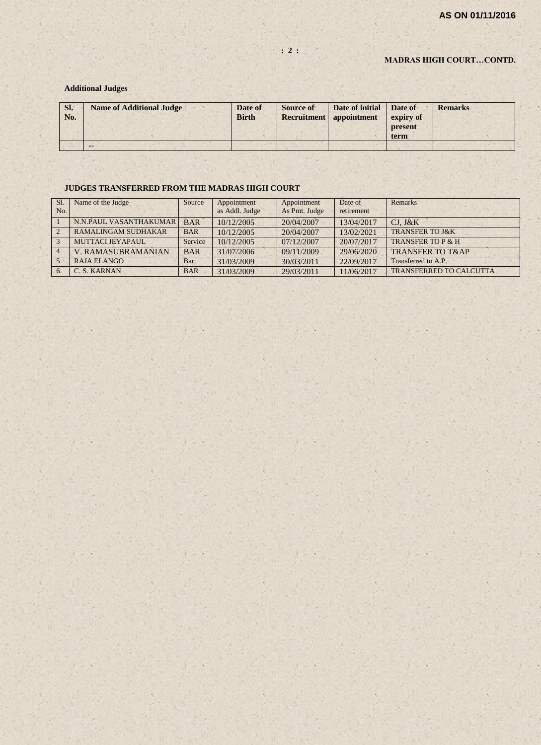AS ON 01/11/2016

**MADRAS HIGH COURT…CONTD.**

**Additional Judges**

| Sl. No. | Name of Additional Judge | Date of Birth | Source of Recruitment | Date of initial appointment | Date of expiry of present term | Remarks |
|---|---|---|---|---|---|---|
| | -- | | | | | |

**JUDGES TRANSFERRED FROM THE MADRAS HIGH COURT**

| Sl. No. | Name of the Judge | Source | Appointment as Addl. Judge | Appointment As Pmt. Judge | Date of retirement | Remarks |
|---|---|---|---|---|---|---|
| 1 | N.N.PAUL VASANTHAKUMAR | BAR | 10/12/2005 | 20/04/2007 | 13/04/2017 | CJ, J&K |
| 2 | RAMALINGAM SUDHAKAR | BAR | 10/12/2005 | 20/04/2007 | 13/02/2021 | TRANSFER TO J&K |
| 3 | MUTTACI JEYAPAUL | Service | 10/12/2005 | 07/12/2007 | 20/07/2017 | TRANSFER TO P & H |
| 4 | V. RAMASUBRAMANIAN | BAR | 31/07/2006 | 09/11/2009 | 29/06/2020 | TRANSFER TO T&AP |
| 5 | RAJA ELANGO | Bar | 31/03/2009 | 30/03/2011 | 22/09/2017 | Transferred to A.P. |
| 6. | C. S. KARNAN | BAR | 31/03/2009 | 29/03/2011 | 11/06/2017 | TRANSFERRED TO CALCUTTA |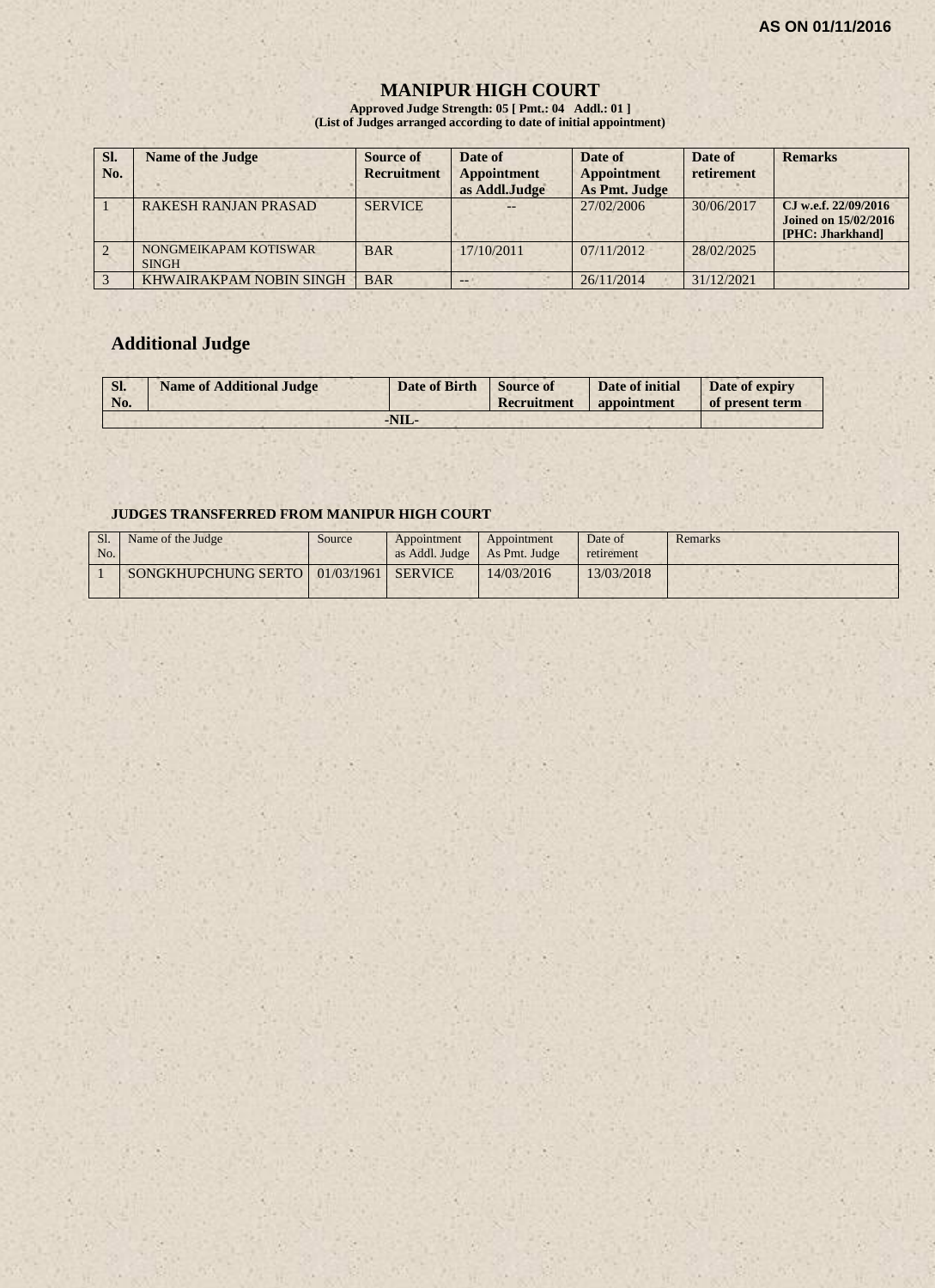AS ON 01/11/2016

# MANIPUR HIGH COURT

**Approved Judge Strength: 05 [ Pmt.: 04 Addl.: 01 ]**
**(List of Judges arranged according to date of initial appointment)**

| Sl. No. | Name of the Judge | Source of Recruitment | Date of Appointment as Addl.Judge | Date of Appointment As Pmt. Judge | Date of retirement | Remarks |
|---|---|---|---|---|---|---|
| 1 | RAKESH RANJAN PRASAD | SERVICE | -- | 27/02/2006 | 30/06/2017 | CJ w.e.f. 22/09/2016 Joined on 15/02/2016 [PHC: Jharkhand] |
| 2 | NONGMEIKAPAM KOTISWAR SINGH | BAR | 17/10/2011 | 07/11/2012 | 28/02/2025 | |
| 3 | KHWAIRAKPAM NOBIN SINGH | BAR | -- | 26/11/2014 | 31/12/2021 | |

## Additional Judge

| Sl. No. | Name of Additional Judge | Date of Birth | Source of Recruitment | Date of initial appointment | Date of expiry of present term |
|---|---|---|---|---|---|
| -NIL- | | | | | |

### JUDGES TRANSFERRED FROM MANIPUR HIGH COURT

| Sl. No. | Name of the Judge | Source | Appointment as Addl. Judge | Appointment As Pmt. Judge | Date of retirement | Remarks |
|---|---|---|---|---|---|---|
| 1 | SONGKHUPCHUNG SERTO | 01/03/1961 | SERVICE | 14/03/2016 | 13/03/2018 | |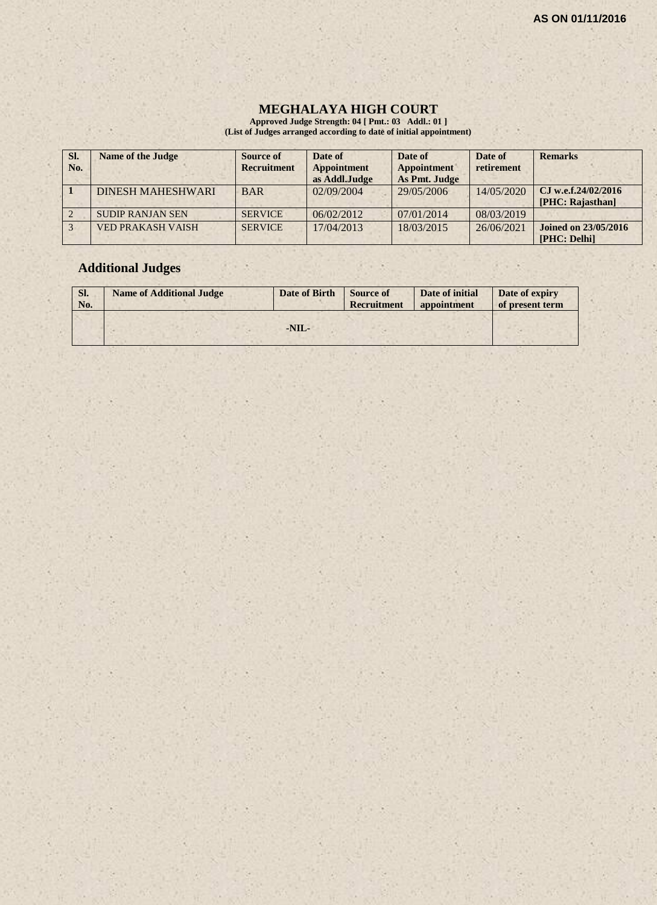AS ON 01/11/2016

# MEGHALAYA HIGH COURT

**Approved Judge Strength: 04 [ Pmt.: 03 Addl.: 01 ]**
**(List of Judges arranged according to date of initial appointment)**

| Sl. No. | Name of the Judge | Source of Recruitment | Date of Appointment as Addl.Judge | Date of Appointment As Pmt. Judge | Date of retirement | Remarks |
|---|---|---|---|---|---|---|
| 1 | DINESH MAHESHWARI | BAR | 02/09/2004 | 29/05/2006 | 14/05/2020 | CJ w.e.f.24/02/2016 [PHC: Rajasthan] |
| 2 | SUDIP RANJAN SEN | SERVICE | 06/02/2012 | 07/01/2014 | 08/03/2019 | |
| 3 | VED PRAKASH VAISH | SERVICE | 17/04/2013 | 18/03/2015 | 26/06/2021 | Joined on 23/05/2016 [PHC: Delhi] |

## Additional Judges

| Sl. No. | Name of Additional Judge | Date of Birth | Source of Recruitment | Date of initial appointment | Date of expiry of present term |
|---|---|---|---|---|---|
| | -NIL- | | | | |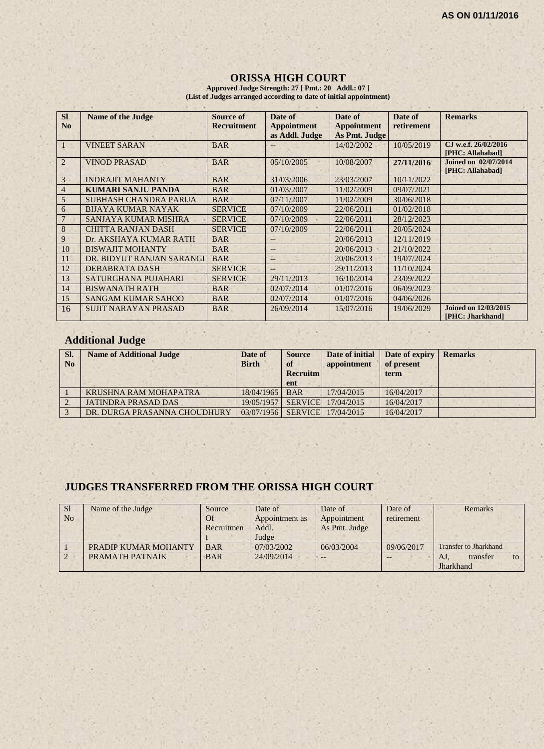AS ON 01/11/2016

# ORISSA HIGH COURT

**Approved Judge Strength: 27 [ Pmt.: 20 Addl.: 07 ]**
**(List of Judges arranged according to date of initial appointment)**

| Sl No | Name of the Judge | Source of Recruitment | Date of Appointment as Addl. Judge | Date of Appointment As Pmt. Judge | Date of retirement | Remarks |
|---|---|---|---|---|---|---|
| 1 | VINEET SARAN | BAR | -- | 14/02/2002 | 10/05/2019 | CJ w.e.f. 26/02/2016 [PHC: Allahabad] |
| 2 | VINOD PRASAD | BAR | 05/10/2005 | 10/08/2007 | **27/11/2016** | **Joined on 02/07/2014 [PHC: Allahabad]** |
| 3 | INDRAJIT MAHANTY | BAR | 31/03/2006 | 23/03/2007 | 10/11/2022 | |
| 4 | **KUMARI SANJU PANDA** | BAR | 01/03/2007 | 11/02/2009 | 09/07/2021 | |
| 5 | SUBHASH CHANDRA PARIJA | BAR | 07/11/2007 | 11/02/2009 | 30/06/2018 | |
| 6 | BIJAYA KUMAR NAYAK | SERVICE | 07/10/2009 | 22/06/2011 | 01/02/2018 | |
| 7 | SANJAYA KUMAR MISHRA | SERVICE | 07/10/2009 | 22/06/2011 | 28/12/2023 | |
| 8 | CHITTA RANJAN DASH | SERVICE | 07/10/2009 | 22/06/2011 | 20/05/2024 | |
| 9 | Dr. AKSHAYA KUMAR RATH | BAR | -- | 20/06/2013 | 12/11/2019 | |
| 10 | BISWAJIT MOHANTY | BAR | -- | 20/06/2013 | 21/10/2022 | |
| 11 | DR. BIDYUT RANJAN SARANGI | BAR | -- | 20/06/2013 | 19/07/2024 | |
| 12 | DEBABRATA DASH | SERVICE | -- | 29/11/2013 | 11/10/2024 | |
| 13 | SATURGHANA PUJAHARI | SERVICE | 29/11/2013 | 16/10/2014 | 23/09/2022 | |
| 14 | BISWANATH RATH | BAR | 02/07/2014 | 01/07/2016 | 06/09/2023 | |
| 15 | SANGAM KUMAR SAHOO | BAR | 02/07/2014 | 01/07/2016 | 04/06/2026 | |
| 16 | SUJIT NARAYAN PRASAD | BAR | 26/09/2014 | 15/07/2016 | 19/06/2029 | **Joined on 12/03/2015 [PHC: Jharkhand]** |

## Additional Judge

| Sl. No | Name of Additional Judge | Date of Birth | Source of Recruitment | Date of initial appointment | Date of expiry of present term | Remarks |
|---|---|---|---|---|---|---|
| 1 | KRUSHNA RAM MOHAPATRA | 18/04/1965 | BAR | 17/04/2015 | 16/04/2017 | |
| 2 | JATINDRA PRASAD DAS | 19/05/1957 | SERVICE | 17/04/2015 | 16/04/2017 | |
| 3 | DR. DURGA PRASANNA CHOUDHURY | 03/07/1956 | SERVICE | 17/04/2015 | 16/04/2017 | |

## JUDGES TRANSFERRED FROM THE ORISSA HIGH COURT

| Sl No | Name of the Judge | Source Of Recruitment | Date of Appointment as Addl. Judge | Date of Appointment As Pmt. Judge | Date of retirement | Remarks |
|---|---|---|---|---|---|---|
| 1 | PRADIP KUMAR MOHANTY | BAR | 07/03/2002 | 06/03/2004 | 09/06/2017 | Transfer to Jharkhand |
| 2 | PRAMATH PATNAIK | BAR | 24/09/2014 | -- | -- | AJ, transfer to Jharkhand |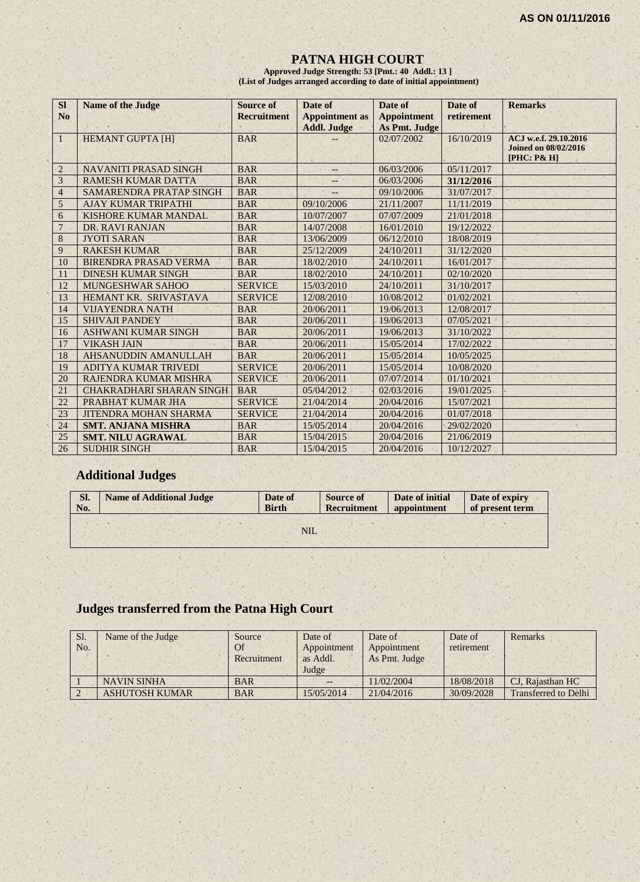AS ON 01/11/2016

# PATNA HIGH COURT

**Approved Judge Strength: 53 [Pmt.: 40 Addl.: 13 ]**
**(List of Judges arranged according to date of initial appointment)**

| Sl No | Name of the Judge | Source of Recruitment | Date of Appointment as Addl. Judge | Date of Appointment As Pmt. Judge | Date of retirement | Remarks |
|---|---|---|---|---|---|---|
| 1 | HEMANT GUPTA [H] | BAR | -- | 02/07/2002 | 16/10/2019 | **ACJ w.e.f. 29.10.2016 Joined on 08/02/2016 [PHC: P& H]** |
| 2 | NAVANITI PRASAD SINGH | BAR | -- | 06/03/2006 | 05/11/2017 | |
| 3 | RAMESH KUMAR DATTA | BAR | -- | 06/03/2006 | **31/12/2016** | |
| 4 | SAMARENDRA PRATAP SINGH | BAR | -- | 09/10/2006 | 31/07/2017 | |
| 5 | AJAY KUMAR TRIPATHI | BAR | 09/10/2006 | 21/11/2007 | 11/11/2019 | |
| 6 | KISHORE KUMAR MANDAL | BAR | 10/07/2007 | 07/07/2009 | 21/01/2018 | |
| 7 | DR. RAVI RANJAN | BAR | 14/07/2008 | 16/01/2010 | 19/12/2022 | |
| 8 | JYOTI SARAN | BAR | 13/06/2009 | 06/12/2010 | 18/08/2019 | |
| 9 | RAKESH KUMAR | BAR | 25/12/2009 | 24/10/2011 | 31/12/2020 | |
| 10 | BIRENDRA PRASAD VERMA | BAR | 18/02/2010 | 24/10/2011 | 16/01/2017 | |
| 11 | DINESH KUMAR SINGH | BAR | 18/02/2010 | 24/10/2011 | 02/10/2020 | |
| 12 | MUNGESHWAR SAHOO | SERVICE | 15/03/2010 | 24/10/2011 | 31/10/2017 | |
| 13 | HEMANT KR. SRIVASTAVA | SERVICE | 12/08/2010 | 10/08/2012 | 01/02/2021 | |
| 14 | VIJAYENDRA NATH | BAR | 20/06/2011 | 19/06/2013 | 12/08/2017 | |
| 15 | SHIVAJI PANDEY | BAR | 20/06/2011 | 19/06/2013 | 07/05/2021 | |
| 16 | ASHWANI KUMAR SINGH | BAR | 20/06/2011 | 19/06/2013 | 31/10/2022 | |
| 17 | VIKASH JAIN | BAR | 20/06/2011 | 15/05/2014 | 17/02/2022 | |
| 18 | AHSANUDDIN AMANULLAH | BAR | 20/06/2011 | 15/05/2014 | 10/05/2025 | |
| 19 | ADITYA KUMAR TRIVEDI | SERVICE | 20/06/2011 | 15/05/2014 | 10/08/2020 | |
| 20 | RAJENDRA KUMAR MISHRA | SERVICE | 20/06/2011 | 07/07/2014 | 01/10/2021 | |
| 21 | CHAKRADHARI SHARAN SINGH | BAR | 05/04/2012 | 02/03/2016 | 19/01/2025 | |
| 22 | PRABHAT KUMAR JHA | SERVICE | 21/04/2014 | 20/04/2016 | 15/07/2021 | |
| 23 | JITENDRA MOHAN SHARMA | SERVICE | 21/04/2014 | 20/04/2016 | 01/07/2018 | |
| 24 | **SMT. ANJANA MISHRA** | BAR | 15/05/2014 | 20/04/2016 | 29/02/2020 | |
| 25 | **SMT. NILU AGRAWAL** | BAR | 15/04/2015 | 20/04/2016 | 21/06/2019 | |
| 26 | SUDHIR SINGH | BAR | 15/04/2015 | 20/04/2016 | 10/12/2027 | |

## Additional Judges

| Sl. No. | Name of Additional Judge | Date of Birth | Source of Recruitment | Date of initial appointment | Date of expiry of present term |
|---|---|---|---|---|---|
| | | | NIL | | |

## Judges transferred from the Patna High Court

| Sl. No. | Name of the Judge | Source Of Recruitment | Date of Appointment as Addl. Judge | Date of Appointment As Pmt. Judge | Date of retirement | Remarks |
|---|---|---|---|---|---|---|
| 1 | NAVIN SINHA | BAR | -- | 11/02/2004 | 18/08/2018 | CJ, Rajasthan HC |
| 2 | ASHUTOSH KUMAR | BAR | 15/05/2014 | 21/04/2016 | 30/09/2028 | Transferred to Delhi |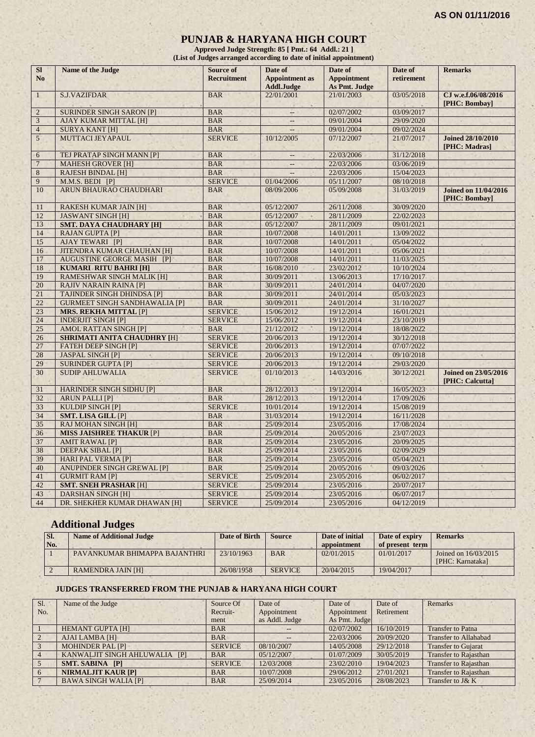**AS ON 01/11/2016**

# PUNJAB & HARYANA HIGH COURT

**Approved Judge Strength: 85 [ Pmt.: 64 Addl.: 21 ]**
**(List of Judges arranged according to date of initial appointment)**

| Sl No | Name of the Judge | Source of Recruitment | Date of Appointment as Addl.Judge | Date of Appointment As Pmt. Judge | Date of retirement | Remarks |
|---|---|---|---|---|---|---|
| 1 | S.J.VAZIFDAR | BAR | 22/01/2001 | 21/01/2003 | 03/05/2018 | **CJ w.e.f.06/08/2016 [PHC: Bombay]** |
| 2 | SURINDER SINGH SARON [P] | BAR | -- | 02/07/2002 | 03/09/2017 | |
| 3 | AJAY KUMAR MITTAL [H] | BAR | -- | 09/01/2004 | 29/09/2020 | |
| 4 | SURYA KANT [H] | BAR | -- | 09/01/2004 | 09/02/2024 | |
| 5 | MUTTACI JEYAPAUL | SERVICE | 10/12/2005 | 07/12/2007 | 21/07/2017 | **Joined 28/10/2010 [PHC: Madras]** |
| 6 | TEJ PRATAP SINGH MANN [P] | BAR | -- | 22/03/2006 | 31/12/2018 | |
| 7 | MAHESH GROVER [H] | BAR | -- | 22/03/2006 | 03/06/2019 | |
| 8 | RAJESH BINDAL [H] | BAR | -- | 22/03/2006 | 15/04/2023 | |
| 9 | M.M.S. BEDI [P] | SERVICE | 01/04/2006 | 05/11/2007 | 08/10/2018 | |
| 10 | ARUN BHAURAO CHAUDHARI | BAR | 08/09/2006 | 05/09/2008 | 31/03/2019 | **Joined on 11/04/2016 [PHC: Bombay]** |
| 11 | RAKESH KUMAR JAIN [H] | BAR | 05/12/2007 | 26/11/2008 | 30/09/2020 | |
| 12 | JASWANT SINGH [H] | BAR | 05/12/2007 | 28/11/2009 | 22/02/2023 | |
| 13 | **SMT. DAYA CHAUDHARY [H]** | BAR | 05/12/2007 | 28/11/2009 | 09/01/2021 | |
| 14 | RAJAN GUPTA [P] | BAR | 10/07/2008 | 14/01/2011 | 13/09/2022 | |
| 15 | AJAY TEWARI [P] | BAR | 10/07/2008 | 14/01/2011 | 05/04/2022 | |
| 16 | JITENDRA KUMAR CHAUHAN [H] | BAR | 10/07/2008 | 14/01/2011 | 05/06/2021 | |
| 17 | AUGUSTINE GEORGE MASIH [P] | BAR | 10/07/2008 | 14/01/2011 | 11/03/2025 | |
| 18 | **KUMARI RITU BAHRI [H]** | BAR | 16/08/2010 | 23/02/2012 | 10/10/2024 | |
| 19 | RAMESHWAR SINGH MALIK [H] | BAR | 30/09/2011 | 13/06/2013 | 17/10/2017 | |
| 20 | RAJIV NARAIN RAINA [P] | BAR | 30/09/2011 | 24/01/2014 | 04/07/2020 | |
| 21 | TAJINDER SINGH DHINDSA [P] | BAR | 30/09/2011 | 24/01/2014 | 05/03/2023 | |
| 22 | GURMEET SINGH SANDHAWALIA [P] | BAR | 30/09/2011 | 24/01/2014 | 31/10/2027 | |
| 23 | **MRS. REKHA MITTAL** [P] | SERVICE | 15/06/2012 | 19/12/2014 | 16/01/2021 | |
| 24 | INDERJIT SINGH [P] | SERVICE | 15/06/2012 | 19/12/2014 | 23/10/2019 | |
| 25 | AMOL RATTAN SINGH [P] | BAR | 21/12/2012 | 19/12/2014 | 18/08/2022 | |
| 26 | **SHRIMATI ANITA CHAUDHRY [**H] | SERVICE | 20/06/2013 | 19/12/2014 | 30/12/2018 | |
| 27 | FATEH DEEP SINGH [P] | SERVICE | 20/06/2013 | 19/12/2014 | 07/07/2022 | |
| 28 | JASPAL SINGH [P] | SERVICE | 20/06/2013 | 19/12/2014 | 09/10/2018 | |
| 29 | SURINDER GUPTA [P] | SERVICE | 20/06/2013 | 19/12/2014 | 29/03/2020 | |
| 30 | SUDIP AHLUWALIA | SERVICE | 01/10/2013 | 14/03/2016 | 30/12/2021 | **Joined on 23/05/2016 [PHC: Calcutta]** |
| 31 | HARINDER SINGH SIDHU [P] | BAR | 28/12/2013 | 19/12/2014 | 16/05/2023 | |
| 32 | ARUN PALLI [P] | BAR | 28/12/2013 | 19/12/2014 | 17/09/2026 | |
| 33 | KULDIP SINGH [P] | SERVICE | 10/01/2014 | 19/12/2014 | 15/08/2019 | |
| 34 | **SMT. LISA GILL** [P] | BAR | 31/03/2014 | 19/12/2014 | 16/11/2028 | |
| 35 | RAJ MOHAN SINGH [H] | BAR | 25/09/2014 | 23/05/2016 | 17/08/2024 | |
| 36 | **MISS JAISHREE THAKUR** [P] | BAR | 25/09/2014 | 20/05/2016 | 23/07/2023 | |
| 37 | AMIT RAWAL [P] | BAR | 25/09/2014 | 23/05/2016 | 20/09/2025 | |
| 38 | DEEPAK SIBAL [P] | BAR | 25/09/2014 | 23/05/2016 | 02/09/2029 | |
| 39 | HARI PAL VERMA [P] | BAR | 25/09/2014 | 23/05/2016 | 05/04/2021 | |
| 40 | ANUPINDER SINGH GREWAL [P] | BAR | 25/09/2014 | 20/05/2016 | 09/03/2026 | |
| 41 | GURMIT RAM [P] | SERVICE | 25/09/2014 | 23/05/2016 | 06/02/2017 | |
| 42 | **SMT. SNEH PRASHAR** [H] | SERVICE | 25/09/2014 | 23/05/2016 | 20/07/2017 | |
| 43 | DARSHAN SINGH [H] | SERVICE | 25/09/2014 | 23/05/2016 | 06/07/2017 | |
| 44 | DR. SHEKHER KUMAR DHAWAN [H] | SERVICE | 25/09/2014 | 23/05/2016 | 04/12/2019 | |

## Additional Judges

| Sl. No. | Name of Additional Judge | Date of Birth | Source | Date of initial appointment | Date of expiry of present term | Remarks |
|---|---|---|---|---|---|---|
| 1 | PAVANKUMAR BHIMAPPA BAJANTHRI | 23/10/1963 | BAR | 02/01/2015 | 01/01/2017 | Joined on 16/03/2015 [PHC: Karnataka] |
| 2 | RAMENDRA JAIN [H] | 26/08/1958 | SERVICE | 20/04/2015 | 19/04/2017 | |

### JUDGES TRANSFERRED FROM THE PUNJAB & HARYANA HIGH COURT

| Sl. No. | Name of the Judge | Source Of Recruit-ment | Date of Appointment as Addl. Judge | Date of Appointment As Pmt. Judge | Date of Retirement | Remarks |
|---|---|---|---|---|---|---|
| 1 | HEMANT GUPTA [H] | BAR | -- | 02/07/2002 | 16/10/2019 | Transfer to Patna |
| 2 | AJAI LAMBA [H] | BAR | -- | 22/03/2006 | 20/09/2020 | Transfer to Allahabad |
| 3 | MOHINDER PAL [P] | SERVICE | 08/10/2007 | 14/05/2008 | 29/12/2018 | Transfer to Gujarat |
| 4 | KANWALJIT SINGH AHLUWALIA [P] | BAR | 05/12/2007 | 01/07/2009 | 30/05/2019 | Transfer to Rajasthan |
| 5 | **SMT. SABINA [P]** | SERVICE | 12/03/2008 | 23/02/2010 | 19/04/2023 | Transfer to Rajasthan |
| 6 | **NIRMALJIT KAUR [P]** | BAR | 10/07/2008 | 29/06/2012 | 27/01/2021 | Transfer to Rajasthan |
| 7 | BAWA SINGH WALIA [P] | BAR | 25/09/2014 | 23/05/2016 | 28/08/2023 | Transfer to J& K |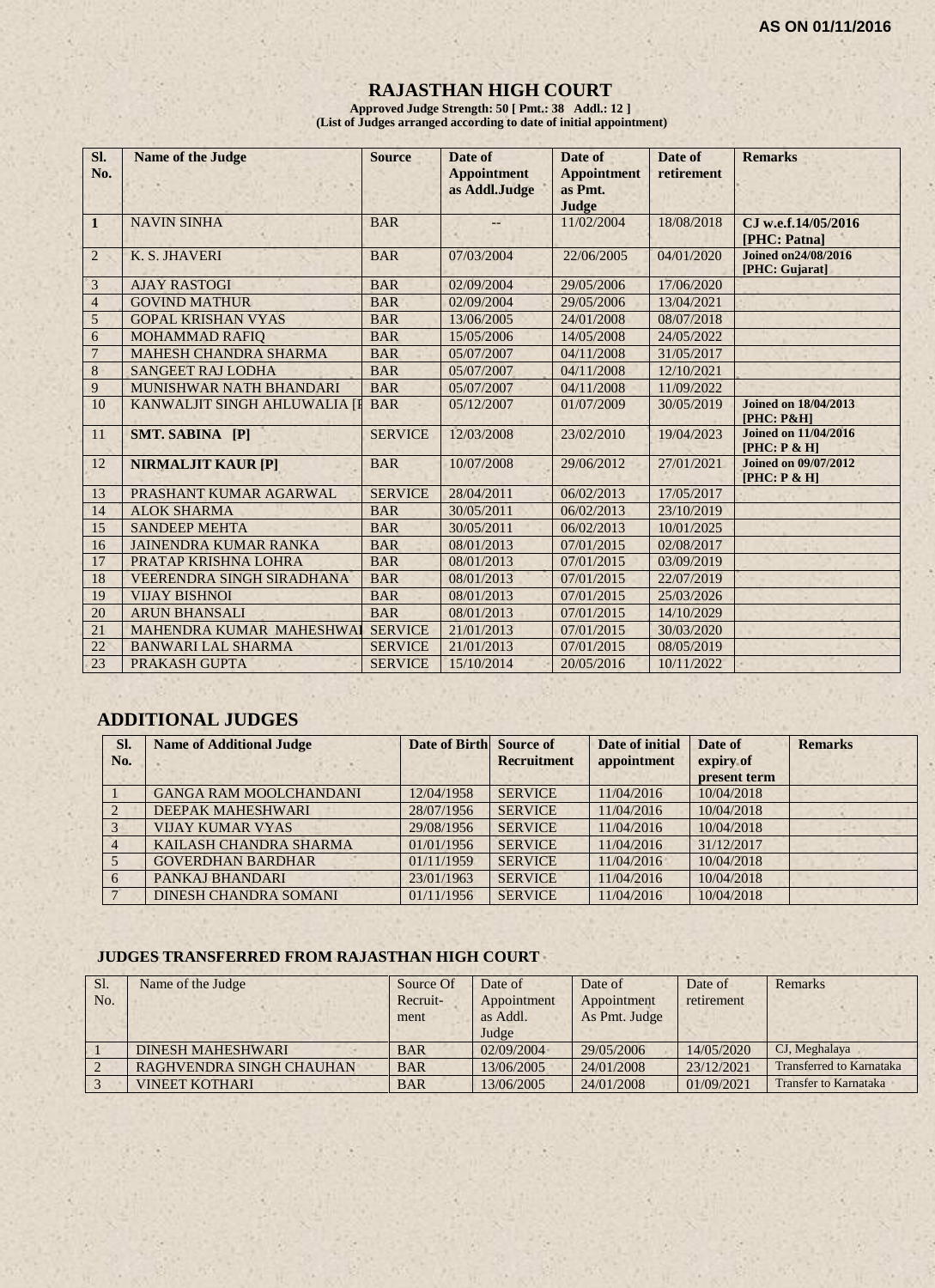AS ON 01/11/2016

# RAJASTHAN HIGH COURT

**Approved Judge Strength: 50 [ Pmt.: 38 Addl.: 12 ]**
**(List of Judges arranged according to date of initial appointment)**

| Sl. No. | Name of the Judge | Source | Date of Appointment as Addl.Judge | Date of Appointment as Pmt. Judge | Date of retirement | Remarks |
|---|---|---|---|---|---|---|
| 1 | NAVIN SINHA | BAR | -- | 11/02/2004 | 18/08/2018 | CJ w.e.f.14/05/2016 [PHC: Patna] |
| 2 | K. S. JHAVERI | BAR | 07/03/2004 | 22/06/2005 | 04/01/2020 | Joined on24/08/2016 [PHC: Gujarat] |
| 3 | AJAY RASTOGI | BAR | 02/09/2004 | 29/05/2006 | 17/06/2020 | |
| 4 | GOVIND MATHUR | BAR | 02/09/2004 | 29/05/2006 | 13/04/2021 | |
| 5 | GOPAL KRISHAN VYAS | BAR | 13/06/2005 | 24/01/2008 | 08/07/2018 | |
| 6 | MOHAMMAD RAFIQ | BAR | 15/05/2006 | 14/05/2008 | 24/05/2022 | |
| 7 | MAHESH CHANDRA SHARMA | BAR | 05/07/2007 | 04/11/2008 | 31/05/2017 | |
| 8 | SANGEET RAJ LODHA | BAR | 05/07/2007 | 04/11/2008 | 12/10/2021 | |
| 9 | MUNISHWAR NATH BHANDARI | BAR | 05/07/2007 | 04/11/2008 | 11/09/2022 | |
| 10 | KANWALJIT SINGH AHLUWALIA [I | BAR | 05/12/2007 | 01/07/2009 | 30/05/2019 | Joined on 18/04/2013 [PHC: P&H] |
| 11 | **SMT. SABINA [P]** | SERVICE | 12/03/2008 | 23/02/2010 | 19/04/2023 | Joined on 11/04/2016 [PHC: P & H] |
| 12 | **NIRMALJIT KAUR [P]** | BAR | 10/07/2008 | 29/06/2012 | 27/01/2021 | Joined on 09/07/2012 [PHC: P & H] |
| 13 | PRASHANT KUMAR AGARWAL | SERVICE | 28/04/2011 | 06/02/2013 | 17/05/2017 | |
| 14 | ALOK SHARMA | BAR | 30/05/2011 | 06/02/2013 | 23/10/2019 | |
| 15 | SANDEEP MEHTA | BAR | 30/05/2011 | 06/02/2013 | 10/01/2025 | |
| 16 | JAINENDRA KUMAR RANKA | BAR | 08/01/2013 | 07/01/2015 | 02/08/2017 | |
| 17 | PRATAP KRISHNA LOHRA | BAR | 08/01/2013 | 07/01/2015 | 03/09/2019 | |
| 18 | VEERENDRA SINGH SIRADHANA | BAR | 08/01/2013 | 07/01/2015 | 22/07/2019 | |
| 19 | VIJAY BISHNOI | BAR | 08/01/2013 | 07/01/2015 | 25/03/2026 | |
| 20 | ARUN BHANSALI | BAR | 08/01/2013 | 07/01/2015 | 14/10/2029 | |
| 21 | MAHENDRA KUMAR MAHESHWAI | SERVICE | 21/01/2013 | 07/01/2015 | 30/03/2020 | |
| 22 | BANWARI LAL SHARMA | SERVICE | 21/01/2013 | 07/01/2015 | 08/05/2019 | |
| 23 | PRAKASH GUPTA | SERVICE | 15/10/2014 | 20/05/2016 | 10/11/2022 | |

## ADDITIONAL JUDGES

| Sl. No. | Name of Additional Judge | Date of Birth | Source of Recruitment | Date of initial appointment | Date of expiry of present term | Remarks |
|---|---|---|---|---|---|---|
| 1 | GANGA RAM MOOLCHANDANI | 12/04/1958 | SERVICE | 11/04/2016 | 10/04/2018 | |
| 2 | DEEPAK MAHESHWARI | 28/07/1956 | SERVICE | 11/04/2016 | 10/04/2018 | |
| 3 | VIJAY KUMAR VYAS | 29/08/1956 | SERVICE | 11/04/2016 | 10/04/2018 | |
| 4 | KAILASH CHANDRA SHARMA | 01/01/1956 | SERVICE | 11/04/2016 | 31/12/2017 | |
| 5 | GOVERDHAN BARDHAR | 01/11/1959 | SERVICE | 11/04/2016 | 10/04/2018 | |
| 6 | PANKAJ BHANDARI | 23/01/1963 | SERVICE | 11/04/2016 | 10/04/2018 | |
| 7 | DINESH CHANDRA SOMANI | 01/11/1956 | SERVICE | 11/04/2016 | 10/04/2018 | |

### JUDGES TRANSFERRED FROM RAJASTHAN HIGH COURT

| Sl. No. | Name of the Judge | Source Of Recruit-ment | Date of Appointment as Addl. Judge | Date of Appointment As Pmt. Judge | Date of retirement | Remarks |
|---|---|---|---|---|---|---|
| 1 | DINESH MAHESHWARI | BAR | 02/09/2004 | 29/05/2006 | 14/05/2020 | CJ, Meghalaya |
| 2 | RAGHVENDRA SINGH CHAUHAN | BAR | 13/06/2005 | 24/01/2008 | 23/12/2021 | Transferred to Karnataka |
| 3 | VINEET KOTHARI | BAR | 13/06/2005 | 24/01/2008 | 01/09/2021 | Transfer to Karnataka |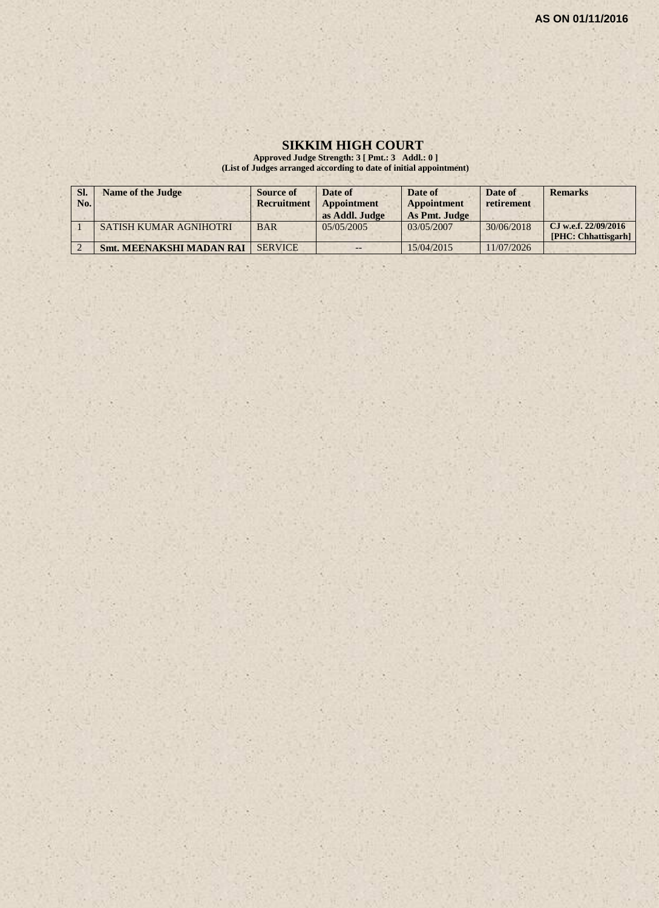**AS ON 01/11/2016**

# SIKKIM HIGH COURT

**Approved Judge Strength: 3 [ Pmt.: 3 Addl.: 0 ]**
**(List of Judges arranged according to date of initial appointment)**

| Sl. No. | Name of the Judge | Source of Recruitment | Date of Appointment as Addl. Judge | Date of Appointment As Pmt. Judge | Date of retirement | Remarks |
|---|---|---|---|---|---|---|
| 1 | SATISH KUMAR AGNIHOTRI | BAR | 05/05/2005 | 03/05/2007 | 30/06/2018 | CJ w.e.f. 22/09/2016 [PHC: Chhattisgarh] |
| 2 | **Smt. MEENAKSHI MADAN RAI** | SERVICE | -- | 15/04/2015 | 11/07/2026 | |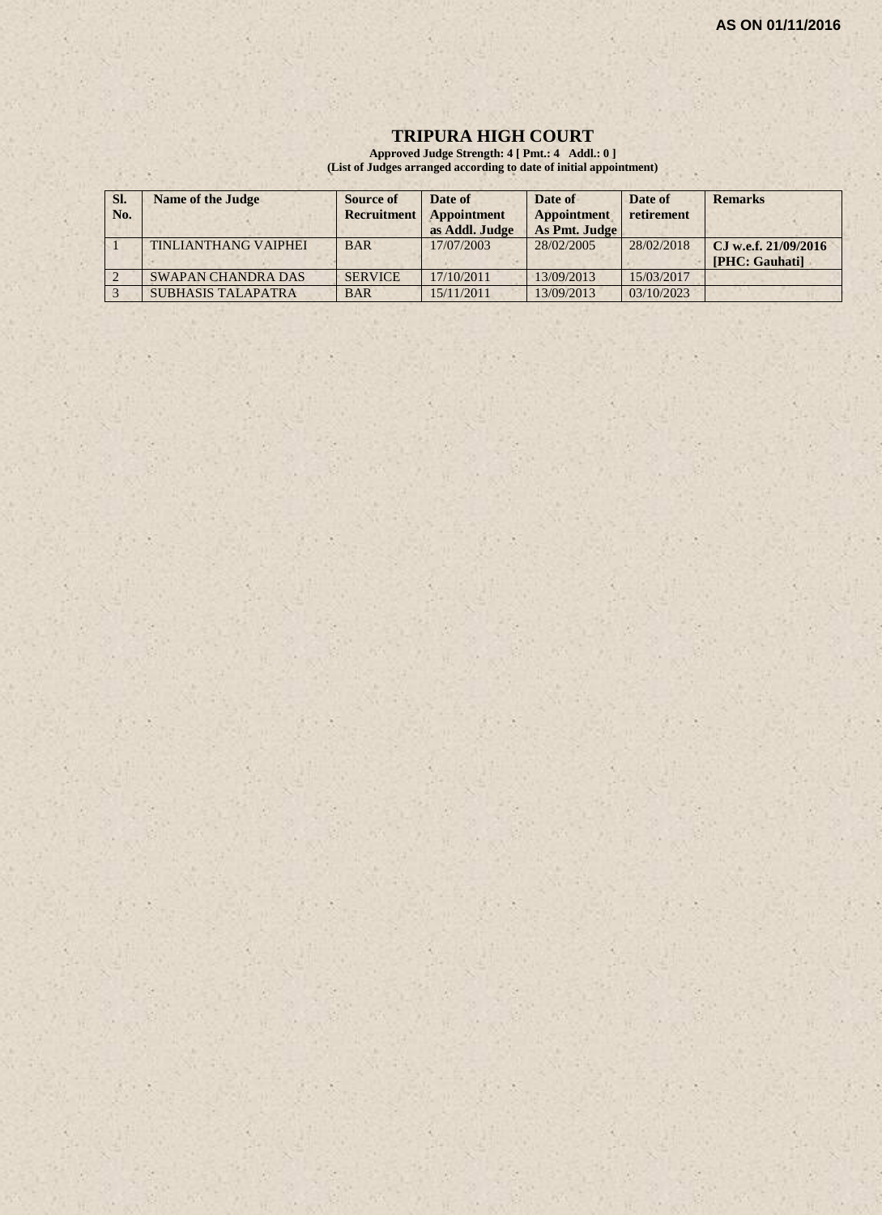AS ON 01/11/2016

# TRIPURA HIGH COURT

**Approved Judge Strength: 4 [ Pmt.: 4 Addl.: 0 ]**
**(List of Judges arranged according to date of initial appointment)**

| Sl. No. | Name of the Judge | Source of Recruitment | Date of Appointment as Addl. Judge | Date of Appointment As Pmt. Judge | Date of retirement | Remarks |
|---|---|---|---|---|---|---|
| 1 | TINLIANTHANG VAIPHEI | BAR | 17/07/2003 | 28/02/2005 | 28/02/2018 | **CJ w.e.f. 21/09/2016 [PHC: Gauhati]** |
| 2 | SWAPAN CHANDRA DAS | SERVICE | 17/10/2011 | 13/09/2013 | 15/03/2017 | |
| 3 | SUBHASIS TALAPATRA | BAR | 15/11/2011 | 13/09/2013 | 03/10/2023 | |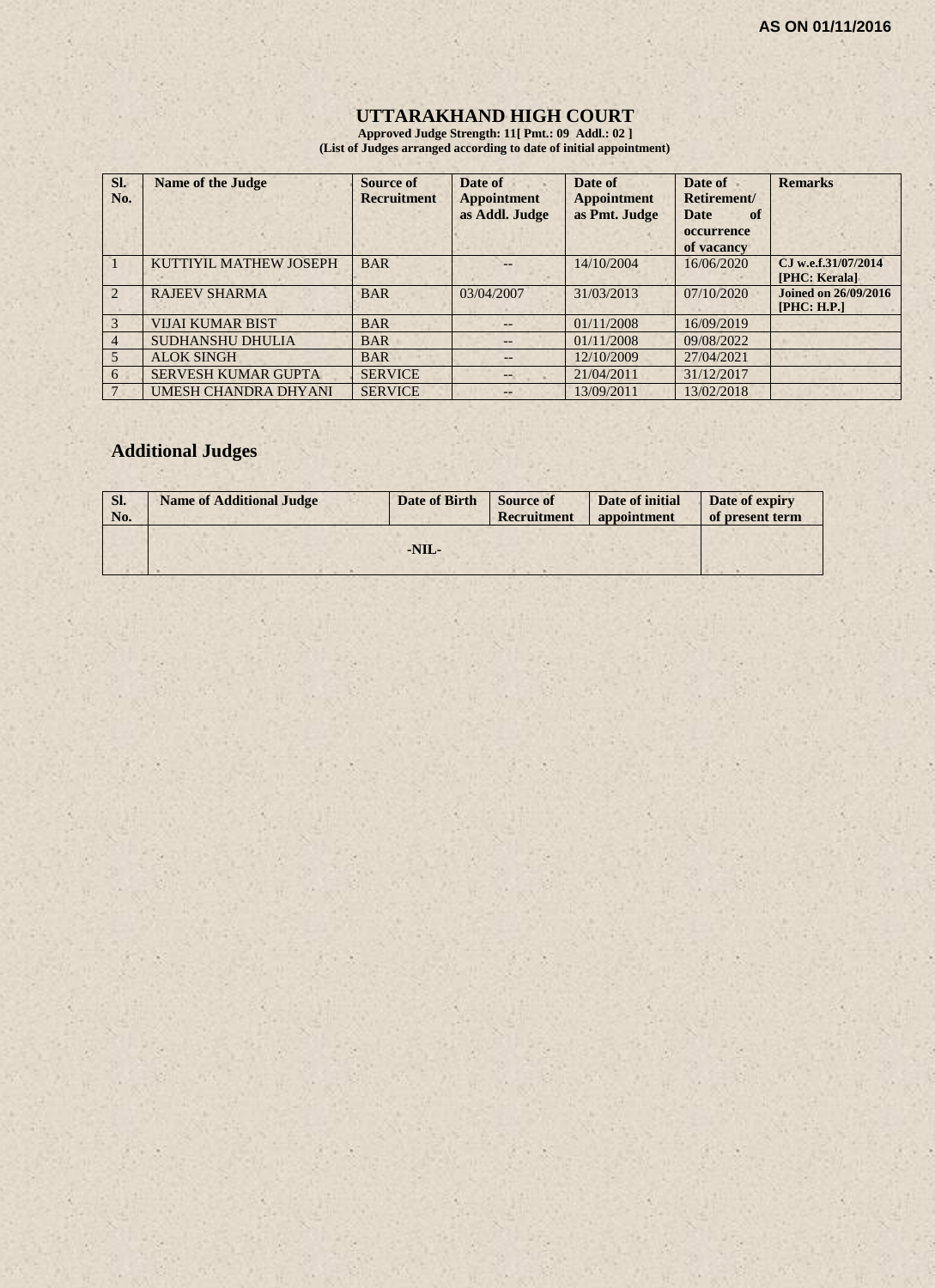AS ON 01/11/2016

# UTTARAKHAND HIGH COURT

**Approved Judge Strength: 11[ Pmt.: 09 Addl.: 02 ]**
**(List of Judges arranged according to date of initial appointment)**

| Sl. No. | Name of the Judge | Source of Recruitment | Date of Appointment as Addl. Judge | Date of Appointment as Pmt. Judge | Date of Retirement/ Date of occurrence of vacancy | Remarks |
|---|---|---|---|---|---|---|
| 1 | KUTTIYIL MATHEW JOSEPH | BAR | -- | 14/10/2004 | 16/06/2020 | CJ w.e.f.31/07/2014 [PHC: Kerala] |
| 2 | RAJEEV SHARMA | BAR | 03/04/2007 | 31/03/2013 | 07/10/2020 | Joined on 26/09/2016 [PHC: H.P.] |
| 3 | VIJAI KUMAR BIST | BAR | -- | 01/11/2008 | 16/09/2019 | |
| 4 | SUDHANSHU DHULIA | BAR | -- | 01/11/2008 | 09/08/2022 | |
| 5 | ALOK SINGH | BAR | -- | 12/10/2009 | 27/04/2021 | |
| 6 | SERVESH KUMAR GUPTA | SERVICE | -- | 21/04/2011 | 31/12/2017 | |
| 7 | UMESH CHANDRA DHYANI | SERVICE | -- | 13/09/2011 | 13/02/2018 | |

## Additional Judges

| Sl. No. | Name of Additional Judge | Date of Birth | Source of Recruitment | Date of initial appointment | Date of expiry of present term |
|---|---|---|---|---|---|
| | -NIL- | | | | |